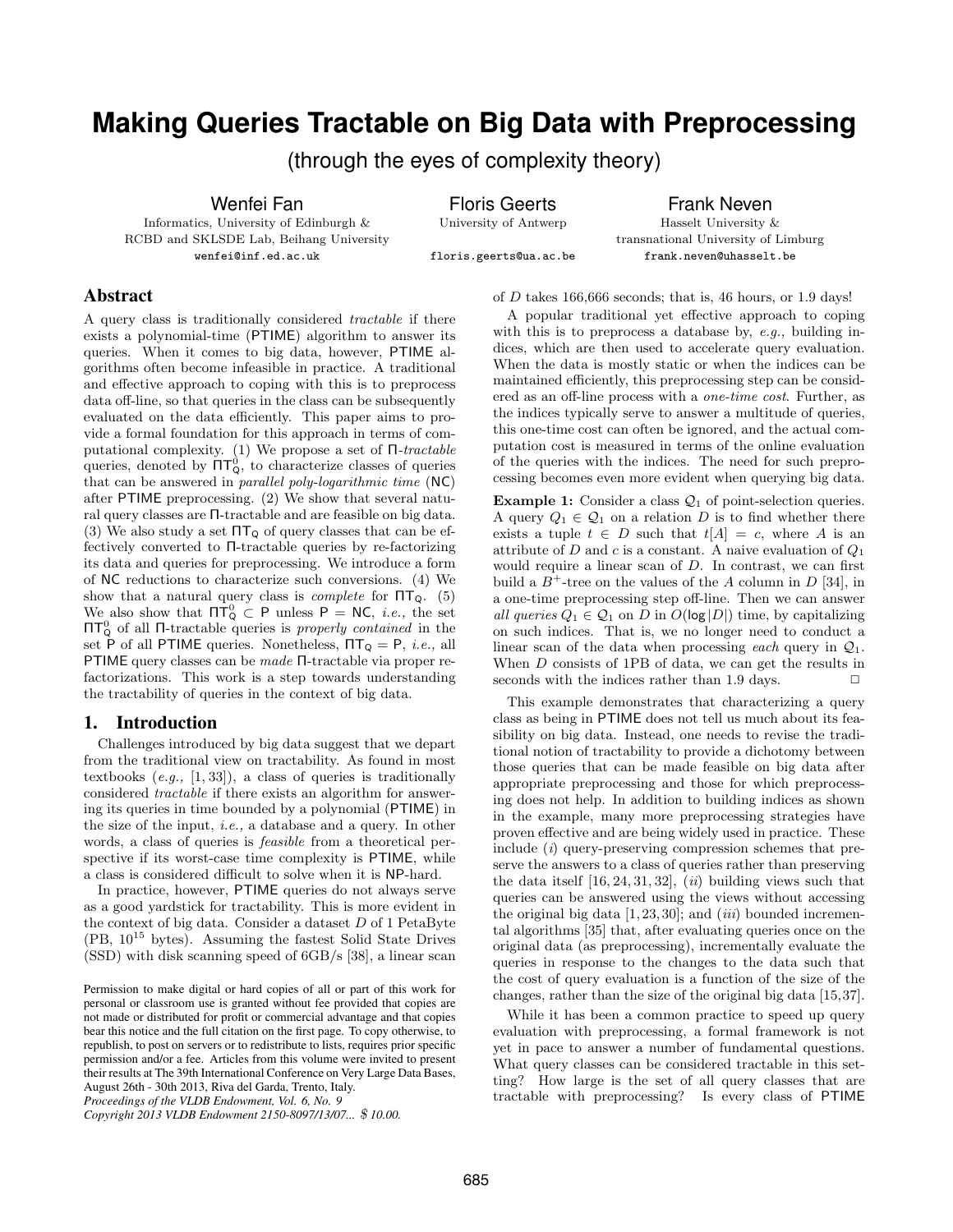# Making Queries Tractable on Big Data with Preprocessing

(through the eyes of complexity theory)

Wenfei Fan
Informatics, University of Edinburgh &
RCBD and SKLSDE Lab, Beihang University
wenfei@inf.ed.ac.uk

Floris Geerts
University of Antwerp
floris.geerts@ua.ac.be

Frank Neven
Hasselt University &
transnational University of Limburg
frank.neven@uhasselt.be

## Abstract

A query class is traditionally considered *tractable* if there exists a polynomial-time (PTIME) algorithm to answer its queries. When it comes to big data, however, PTIME algorithms often become infeasible in practice. A traditional and effective approach to coping with this is to preprocess data off-line, so that queries in the class can be subsequently evaluated on the data efficiently. This paper aims to provide a formal foundation for this approach in terms of computational complexity. (1) We propose a set of $\Pi$-*tractable* queries, denoted by $\Pi T^0_Q$, to characterize classes of queries that can be answered in *parallel poly-logarithmic time* (NC) after PTIME preprocessing. (2) We show that several natural query classes are $\Pi$-tractable and are feasible on big data. (3) We also study a set $\Pi T_Q$ of query classes that can be effectively converted to $\Pi$-tractable queries by re-factorizing its data and queries for preprocessing. We introduce a form of NC reductions to characterize such conversions. (4) We show that a natural query class is *complete* for $\Pi T_Q$. (5) We also show that $\Pi T^0_Q \subset$ P unless P = NC, *i.e.,* the set $\Pi T^0_Q$ of all $\Pi$-tractable queries is *properly contained* in the set P of all PTIME queries. Nonetheless, $\Pi T_Q$ = P, *i.e.,* all PTIME query classes can be *made* $\Pi$-tractable via proper re-factorizations. This work is a step towards understanding the tractability of queries in the context of big data.

## 1. Introduction

Challenges introduced by big data suggest that we depart from the traditional view on tractability. As found in most textbooks (*e.g.,* [1, 33]), a class of queries is traditionally considered *tractable* if there exists an algorithm for answering its queries in time bounded by a polynomial (PTIME) in the size of the input, *i.e.,* a database and a query. In other words, a class of queries is *feasible* from a theoretical perspective if its worst-case time complexity is PTIME, while a class is considered difficult to solve when it is NP-hard.

In practice, however, PTIME queries do not always serve as a good yardstick for tractability. This is more evident in the context of big data. Consider a dataset $D$ of 1 PetaByte (PB, $10^{15}$ bytes). Assuming the fastest Solid State Drives (SSD) with disk scanning speed of 6GB/s [38], a linear scan of $D$ takes 166,666 seconds; that is, 46 hours, or 1.9 days!

A popular traditional yet effective approach to coping with this is to preprocess a database by, *e.g.,* building indices, which are then used to accelerate query evaluation. When the data is mostly static or when the indices can be maintained efficiently, this preprocessing step can be considered as an off-line process with a *one-time cost*. Further, as the indices typically serve to answer a multitude of queries, this one-time cost can often be ignored, and the actual computation cost is measured in terms of the online evaluation of the queries with the indices. The need for such preprocessing becomes even more evident when querying big data.

**Example 1:** Consider a class $\mathcal{Q}_1$ of point-selection queries. A query $Q_1 \in \mathcal{Q}_1$ on a relation $D$ is to find whether there exists a tuple $t \in D$ such that $t[A] = c$, where $A$ is an attribute of $D$ and $c$ is a constant. A naive evaluation of $Q_1$ would require a linear scan of $D$. In contrast, we can first build a $B^+$-tree on the values of the $A$ column in $D$ [34], in a one-time preprocessing step off-line. Then we can answer *all queries* $Q_1 \in \mathcal{Q}_1$ on $D$ in $O(\log|D|)$ time, by capitalizing on such indices. That is, we no longer need to conduct a linear scan of the data when processing *each* query in $\mathcal{Q}_1$. When $D$ consists of 1PB of data, we can get the results in seconds with the indices rather than 1.9 days. □

This example demonstrates that characterizing a query class as being in PTIME does not tell us much about its feasibility on big data. Instead, one needs to revise the traditional notion of tractability to provide a dichotomy between those queries that can be made feasible on big data after appropriate preprocessing and those for which preprocessing does not help. In addition to building indices as shown in the example, many more preprocessing strategies have proven effective and are being widely used in practice. These include (*i*) query-preserving compression schemes that preserve the answers to a class of queries rather than preserving the data itself [16, 24, 31, 32], (*ii*) building views such that queries can be answered using the views without accessing the original big data [1, 23, 30]; and (*iii*) bounded incremental algorithms [35] that, after evaluating queries once on the original data (as preprocessing), incrementally evaluate the queries in response to the changes to the data such that the cost of query evaluation is a function of the size of the changes, rather than the size of the original big data [15, 37].

While it has been a common practice to speed up query evaluation with preprocessing, a formal framework is not yet in pace to answer a number of fundamental questions. What query classes can be considered tractable in this setting? How large is the set of all query classes that are tractable with preprocessing? Is every class of PTIME

Permission to make digital or hard copies of all or part of this work for personal or classroom use is granted without fee provided that copies are not made or distributed for profit or commercial advantage and that copies bear this notice and the full citation on the first page. To copy otherwise, to republish, to post on servers or to redistribute to lists, requires prior specific permission and/or a fee. Articles from this volume were invited to present their results at The 39th International Conference on Very Large Data Bases, August 26th - 30th 2013, Riva del Garda, Trento, Italy.
*Proceedings of the VLDB Endowment, Vol. 6, No. 9*
*Copyright 2013 VLDB Endowment 2150-8097/13/07... $ 10.00.*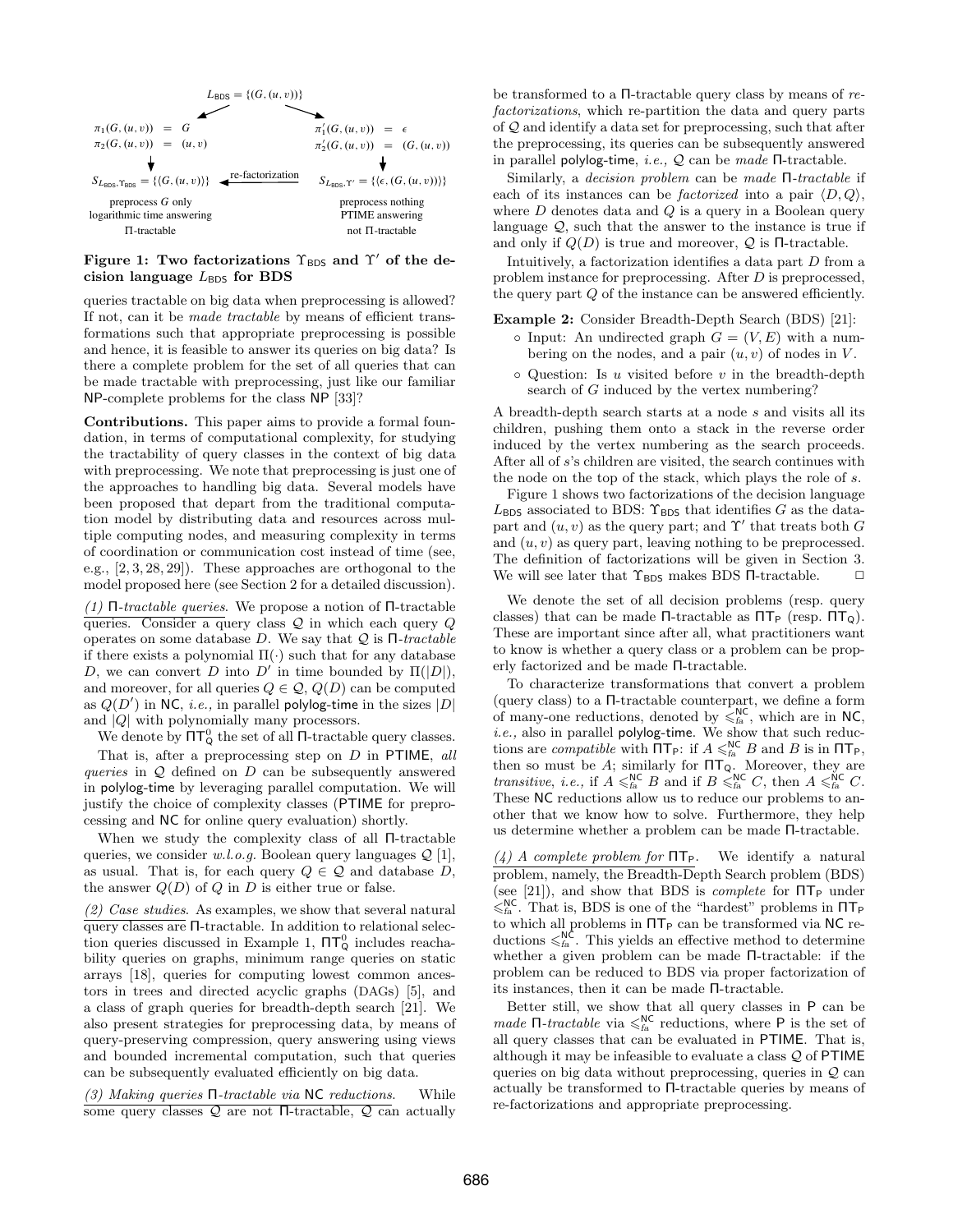$$L_{\mathsf{BDS}} = \{(G,(u,v))\}$$

| Factorization $\Upsilon_{\mathsf{BDS}}$ | | Factorization $\Upsilon'$ |
| --- | --- | --- |
| $\pi_1(G,(u,v)) = G$ | | $\pi'_1(G,(u,v)) = \epsilon$ |
| $\pi_2(G,(u,v)) = (u,v)$ | | $\pi'_2(G,(u,v)) = (G,(u,v))$ |
| $S_{L_{\mathsf{BDS}},\Upsilon_{\mathsf{BDS}}} = \{\langle G,(u,v)\rangle\}$ | ← re-factorization | $S_{L_{\mathsf{BDS}},\Upsilon'} = \{\langle \epsilon,(G,(u,v))\rangle\}$ |
| preprocess $G$ only | | preprocess nothing |
| logarithmic time answering | | PTIME answering |
| Π-tractable | | not Π-tractable |

**Figure 1: Two factorizations $\Upsilon_{\mathsf{BDS}}$ and $\Upsilon'$ of the decision language $L_{\mathsf{BDS}}$ for BDS**

queries tractable on big data when preprocessing is allowed? If not, can it be *made tractable* by means of efficient transformations such that appropriate preprocessing is possible and hence, it is feasible to answer its queries on big data? Is there a complete problem for the set of all queries that can be made tractable with preprocessing, just like our familiar NP-complete problems for the class NP [33]?

**Contributions.** This paper aims to provide a formal foundation, in terms of computational complexity, for studying the tractability of query classes in the context of big data with preprocessing. We note that preprocessing is just one of the approaches to handling big data. Several models have been proposed that depart from the traditional computation model by distributing data and resources across multiple computing nodes, and measuring complexity in terms of coordination or communication cost instead of time (see, e.g., [2, 3, 28, 29]). These approaches are orthogonal to the model proposed here (see Section 2 for a detailed discussion).

*(1) Π-tractable queries.* We propose a notion of Π-tractable queries. Consider a query class $\mathcal{Q}$ in which each query $Q$ operates on some database $D$. We say that $\mathcal{Q}$ is *Π-tractable* if there exists a polynomial $\Pi(\cdot)$ such that for any database $D$, we can convert $D$ into $D'$ in time bounded by $\Pi(|D|)$, and moreover, for all queries $Q \in \mathcal{Q}$, $Q(D)$ can be computed as $Q(D')$ in NC, *i.e.,* in parallel polylog-time in the sizes $|D|$ and $|Q|$ with polynomially many processors.

We denote by $\Pi\mathsf{T}^0_\mathsf{Q}$ the set of all Π-tractable query classes.

That is, after a preprocessing step on $D$ in PTIME, *all queries* in $\mathcal{Q}$ defined on $D$ can be subsequently answered in polylog-time by leveraging parallel computation. We will justify the choice of complexity classes (PTIME for preprocessing and NC for online query evaluation) shortly.

When we study the complexity class of all Π-tractable queries, we consider *w.l.o.g.* Boolean query languages $\mathcal{Q}$ [1], as usual. That is, for each query $Q \in \mathcal{Q}$ and database $D$, the answer $Q(D)$ of $Q$ in $D$ is either true or false.

*(2) Case studies.* As examples, we show that several natural query classes are Π-tractable. In addition to relational selection queries discussed in Example 1, $\Pi\mathsf{T}^0_\mathsf{Q}$ includes reachability queries on graphs, minimum range queries on static arrays [18], queries for computing lowest common ancestors in trees and directed acyclic graphs (DAGs) [5], and a class of graph queries for breadth-depth search [21]. We also present strategies for preprocessing data, by means of query-preserving compression, query answering using views and bounded incremental computation, such that queries can be subsequently evaluated efficiently on big data.

*(3) Making queries Π-tractable via NC reductions.* While some query classes $\mathcal{Q}$ are not Π-tractable, $\mathcal{Q}$ can actually be transformed to a Π-tractable query class by means of *re-factorizations*, which re-partition the data and query parts of $\mathcal{Q}$ and identify a data set for preprocessing, such that after the preprocessing, its queries can be subsequently answered in parallel polylog-time, *i.e.,* $\mathcal{Q}$ can be *made* Π-tractable.

Similarly, a *decision problem* can be *made Π-tractable* if each of its instances can be *factorized* into a pair $\langle D, Q\rangle$, where $D$ denotes data and $Q$ is a query in a Boolean query language $\mathcal{Q}$, such that the answer to the instance is true if and only if $Q(D)$ is true and moreover, $\mathcal{Q}$ is Π-tractable.

Intuitively, a factorization identifies a data part $D$ from a problem instance for preprocessing. After $D$ is preprocessed, the query part $Q$ of the instance can be answered efficiently.

**Example 2:** Consider Breadth-Depth Search (BDS) [21]:

- Input: An undirected graph $G = (V, E)$ with a numbering on the nodes, and a pair $(u, v)$ of nodes in $V$.
- Question: Is $u$ visited before $v$ in the breadth-depth search of $G$ induced by the vertex numbering?

A breadth-depth search starts at a node $s$ and visits all its children, pushing them onto a stack in the reverse order induced by the vertex numbering as the search proceeds. After all of $s$'s children are visited, the search continues with the node on the top of the stack, which plays the role of $s$.

Figure 1 shows two factorizations of the decision language $L_{\mathsf{BDS}}$ associated to BDS: $\Upsilon_{\mathsf{BDS}}$ that identifies $G$ as the data-part and $(u, v)$ as the query part; and $\Upsilon'$ that treats both $G$ and $(u, v)$ as query part, leaving nothing to be preprocessed. The definition of factorizations will be given in Section 3. We will see later that $\Upsilon_{\mathsf{BDS}}$ makes BDS Π-tractable. □

We denote the set of all decision problems (resp. query classes) that can be made Π-tractable as $\Pi\mathsf{T}_\mathsf{P}$ (resp. $\Pi\mathsf{T}_\mathsf{Q}$). These are important since after all, what practitioners want to know is whether a query class or a problem can be properly factorized and be made Π-tractable.

To characterize transformations that convert a problem (query class) to a Π-tractable counterpart, we define a form of many-one reductions, denoted by $\leqslant^{\mathsf{NC}}_{fa}$, which are in NC, *i.e.,* also in parallel polylog-time. We show that such reductions are *compatible* with $\Pi\mathsf{T}_\mathsf{P}$: if $A \leqslant^{\mathsf{NC}}_{fa} B$ and $B$ is in $\Pi\mathsf{T}_\mathsf{P}$, then so must be $A$; similarly for $\Pi\mathsf{T}_\mathsf{Q}$. Moreover, they are *transitive*, *i.e.,* if $A \leqslant^{\mathsf{NC}}_{fa} B$ and if $B \leqslant^{\mathsf{NC}}_{fa} C$, then $A \leqslant^{\mathsf{NC}}_{fa} C$. These NC reductions allow us to reduce our problems to another that we know how to solve. Furthermore, they help us determine whether a problem can be made Π-tractable.

*(4) A complete problem for $\Pi\mathsf{T}_\mathsf{P}$.* We identify a natural problem, namely, the Breadth-Depth Search problem (BDS) (see [21]), and show that BDS is *complete* for $\Pi\mathsf{T}_\mathsf{P}$ under $\leqslant^{\mathsf{NC}}_{fa}$. That is, BDS is one of the "hardest" problems in $\Pi\mathsf{T}_\mathsf{P}$ to which all problems in $\Pi\mathsf{T}_\mathsf{P}$ can be transformed via NC reductions $\leqslant^{\mathsf{NC}}_{fa}$. This yields an effective method to determine whether a given problem can be made Π-tractable: if the problem can be reduced to BDS via proper factorization of its instances, then it can be made Π-tractable.

Better still, we show that all query classes in P can be *made Π-tractable* via $\leqslant^{\mathsf{NC}}_{fa}$ reductions, where P is the set of all query classes that can be evaluated in PTIME. That is, although it may be infeasible to evaluate a class $\mathcal{Q}$ of PTIME queries on big data without preprocessing, queries in $\mathcal{Q}$ can actually be transformed to Π-tractable queries by means of re-factorizations and appropriate preprocessing.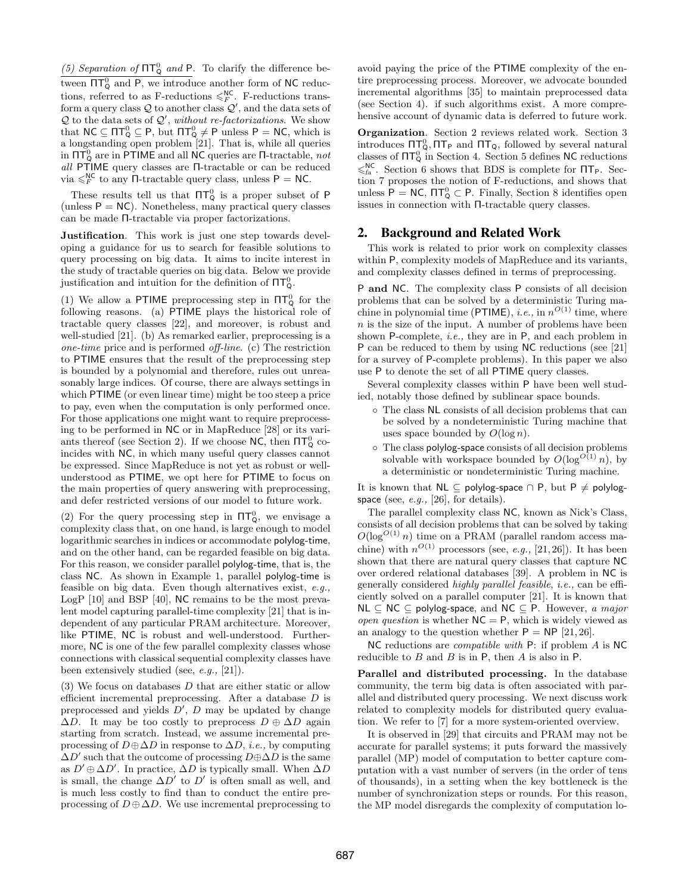*(5) Separation of* $\Pi\mathsf{T}^0_\mathsf{Q}$ *and* P. To clarify the difference between $\Pi\mathsf{T}^0_\mathsf{Q}$ and P, we introduce another form of NC reductions, referred to as F-reductions $\leqslant^{\mathsf{NC}}_F$. F-reductions transform a query class $\mathcal{Q}$ to another class $\mathcal{Q}'$, and the data sets of $\mathcal{Q}$ to the data sets of $\mathcal{Q}'$, *without re-factorizations*. We show that $\mathsf{NC} \subseteq \Pi\mathsf{T}^0_\mathsf{Q} \subseteq \mathsf{P}$, but $\Pi\mathsf{T}^0_\mathsf{Q} \neq \mathsf{P}$ unless $\mathsf{P} = \mathsf{NC}$, which is a longstanding open problem [21]. That is, while all queries in $\Pi\mathsf{T}^0_\mathsf{Q}$ are in PTIME and all NC queries are Π-tractable, *not all* PTIME query classes are Π-tractable or can be reduced via $\leqslant^{\mathsf{NC}}_F$ to any Π-tractable query class, unless $\mathsf{P} = \mathsf{NC}$.

These results tell us that $\Pi\mathsf{T}^0_\mathsf{Q}$ is a proper subset of P (unless $\mathsf{P} = \mathsf{NC}$). Nonetheless, many practical query classes can be made Π-tractable via proper factorizations.

**Justification**. This work is just one step towards developing a guidance for us to search for feasible solutions to query processing on big data. It aims to incite interest in the study of tractable queries on big data. Below we provide justification and intuition for the definition of $\Pi\mathsf{T}^0_\mathsf{Q}$.

(1) We allow a PTIME preprocessing step in $\Pi\mathsf{T}^0_\mathsf{Q}$ for the following reasons. (a) PTIME plays the historical role of tractable query classes [22], and moreover, is robust and well-studied [21]. (b) As remarked earlier, preprocessing is a *one-time* price and is performed *off-line*. (c) The restriction to PTIME ensures that the result of the preprocessing step is bounded by a polynomial and therefore, rules out unreasonably large indices. Of course, there are always settings in which PTIME (or even linear time) might be too steep a price to pay, even when the computation is only performed once. For those applications one might want to require preprocessing to be performed in NC or in MapReduce [28] or its variants thereof (see Section 2). If we choose NC, then $\Pi\mathsf{T}^0_\mathsf{Q}$ coincides with NC, in which many useful query classes cannot be expressed. Since MapReduce is not yet as robust or well-understood as PTIME, we opt here for PTIME to focus on the main properties of query answering with preprocessing, and defer restricted versions of our model to future work.

(2) For the query processing step in $\Pi\mathsf{T}^0_\mathsf{Q}$, we envisage a complexity class that, on one hand, is large enough to model logarithmic searches in indices or accommodate polylog-time, and on the other hand, can be regarded feasible on big data. For this reason, we consider parallel polylog-time, that is, the class NC. As shown in Example 1, parallel polylog-time is feasible on big data. Even though alternatives exist, *e.g.,* LogP [10] and BSP [40], NC remains to be the most prevalent model capturing parallel-time complexity [21] that is independent of any particular PRAM architecture. Moreover, like PTIME, NC is robust and well-understood. Furthermore, NC is one of the few parallel complexity classes whose connections with classical sequential complexity classes have been extensively studied (see, *e.g.,* [21]).

(3) We focus on databases $D$ that are either static or allow efficient incremental preprocessing. After a database $D$ is preprocessed and yields $D'$, $D$ may be updated by change $\Delta D$. It may be too costly to preprocess $D \oplus \Delta D$ again starting from scratch. Instead, we assume incremental preprocessing of $D \oplus \Delta D$ in response to $\Delta D$, *i.e.,* by computing $\Delta D'$ such that the outcome of processing $D \oplus \Delta D$ is the same as $D' \oplus \Delta D'$. In practice, $\Delta D$ is typically small. When $\Delta D$ is small, the change $\Delta D'$ to $D'$ is often small as well, and is much less costly to find than to conduct the entire preprocessing of $D \oplus \Delta D$. We use incremental preprocessing to avoid paying the price of the PTIME complexity of the entire preprocessing process. Moreover, we advocate bounded incremental algorithms [35] to maintain preprocessed data (see Section 4). if such algorithms exist. A more comprehensive account of dynamic data is deferred to future work.

**Organization**. Section 2 reviews related work. Section 3 introduces $\Pi\mathsf{T}^0_\mathsf{Q}$, $\Pi\mathsf{T}_\mathsf{P}$ and $\Pi\mathsf{T}_\mathsf{Q}$, followed by several natural classes of $\Pi\mathsf{T}^0_\mathsf{Q}$ in Section 4. Section 5 defines NC reductions $\leqslant^{\mathsf{NC}}_{fa}$. Section 6 shows that BDS is complete for $\Pi\mathsf{T}_\mathsf{P}$. Section 7 proposes the notion of F-reductions, and shows that unless $\mathsf{P} = \mathsf{NC}$, $\Pi\mathsf{T}^0_\mathsf{Q} \subset \mathsf{P}$. Finally, Section 8 identifies open issues in connection with Π-tractable query classes.

## 2. Background and Related Work

This work is related to prior work on complexity classes within P, complexity models of MapReduce and its variants, and complexity classes defined in terms of preprocessing.

**P and NC.** The complexity class P consists of all decision problems that can be solved by a deterministic Turing machine in polynomial time (PTIME), *i.e.,* in $n^{O(1)}$ time, where $n$ is the size of the input. A number of problems have been shown P-complete, *i.e.,* they are in P, and each problem in P can be reduced to them by using NC reductions (see [21] for a survey of P-complete problems). In this paper we also use P to denote the set of all PTIME query classes.

Several complexity classes within P have been well studied, notably those defined by sublinear space bounds.

- The class NL consists of all decision problems that can be solved by a nondeterministic Turing machine that uses space bounded by $O(\log n)$.
- The class polylog-space consists of all decision problems solvable with workspace bounded by $O(\log^{O(1)} n)$, by a deterministic or nondeterministic Turing machine.

It is known that $\mathsf{NL} \subseteq$ polylog-space $\cap$ P, but $\mathsf{P} \neq$ polylog-space (see, *e.g.,* [26], for details).

The parallel complexity class NC, known as Nick's Class, consists of all decision problems that can be solved by taking $O(\log^{O(1)} n)$ time on a PRAM (parallel random access machine) with $n^{O(1)}$ processors (see, *e.g.,* [21, 26]). It has been shown that there are natural query classes that capture NC over ordered relational databases [39]. A problem in NC is generally considered *highly parallel feasible*, *i.e.,* can be efficiently solved on a parallel computer [21]. It is known that $\mathsf{NL} \subseteq \mathsf{NC} \subseteq$ polylog-space, and $\mathsf{NC} \subseteq \mathsf{P}$. However, *a major open question* is whether $\mathsf{NC} = \mathsf{P}$, which is widely viewed as an analogy to the question whether $\mathsf{P} = \mathsf{NP}$ [21, 26].

NC reductions are *compatible with* P: if problem $A$ is NC reducible to $B$ and $B$ is in P, then $A$ is also in P.

**Parallel and distributed processing.** In the database community, the term big data is often associated with parallel and distributed query processing. We next discuss work related to complexity models for distributed query evaluation. We refer to [7] for a more system-oriented overview.

It is observed in [29] that circuits and PRAM may not be accurate for parallel systems; it puts forward the massively parallel (MP) model of computation to better capture computation with a vast number of servers (in the order of tens of thousands), in a setting when the key bottleneck is the number of synchronization steps or rounds. For this reason, the MP model disregards the complexity of computation lo-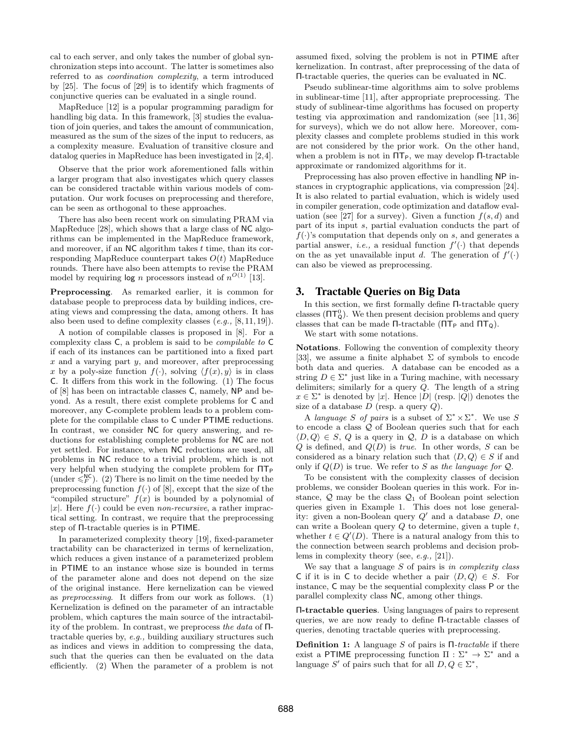cal to each server, and only takes the number of global synchronization steps into account. The latter is sometimes also referred to as *coordination complexity*, a term introduced by [25]. The focus of [29] is to identify which fragments of conjunctive queries can be evaluated in a single round.

MapReduce [12] is a popular programming paradigm for handling big data. In this framework, [3] studies the evaluation of join queries, and takes the amount of communication, measured as the sum of the sizes of the input to reducers, as a complexity measure. Evaluation of transitive closure and datalog queries in MapReduce has been investigated in [2,4].

Observe that the prior work aforementioned falls within a larger program that also investigates which query classes can be considered tractable within various models of computation. Our work focuses on preprocessing and therefore, can be seen as orthogonal to these approaches.

There has also been recent work on simulating PRAM via MapReduce [28], which shows that a large class of NC algorithms can be implemented in the MapReduce framework, and moreover, if an NC algorithm takes $t$ time, than its corresponding MapReduce counterpart takes $O(t)$ MapReduce rounds. There have also been attempts to revise the PRAM model by requiring $\log n$ processors instead of $n^{O(1)}$ [13].

**Preprocessing**. As remarked earlier, it is common for database people to preprocess data by building indices, creating views and compressing the data, among others. It has also been used to define complexity classes (*e.g.,* [8, 11, 19]).

A notion of compilable classes is proposed in [8]. For a complexity class C, a problem is said to be *compilable to* C if each of its instances can be partitioned into a fixed part $x$ and a varying part $y$, and moreover, after preprocessing $x$ by a poly-size function $f(\cdot)$, solving $\langle f(x), y\rangle$ is in class C. It differs from this work in the following. (1) The focus of [8] has been on intractable classes C, namely, NP and beyond. As a result, there exist complete problems for C and moreover, any C-complete problem leads to a problem complete for the compilable class to C under PTIME reductions. In contrast, we consider NC for query answering, and reductions for establishing complete problems for NC are not yet settled. For instance, when NC reductions are used, all problems in NC reduce to a trivial problem, which is not very helpful when studying the complete problem for $\Pi T_P$ (under $\leqslant_F^{NC}$). (2) There is no limit on the time needed by the preprocessing function $f(\cdot)$ of [8], except that the size of the "compiled structure" $f(x)$ is bounded by a polynomial of $|x|$. Here $f(\cdot)$ could be even *non-recursive*, a rather impractical setting. In contrast, we require that the preprocessing step of Π-tractable queries is in PTIME.

In parameterized complexity theory [19], fixed-parameter tractability can be characterized in terms of kernelization, which reduces a given instance of a parameterized problem in PTIME to an instance whose size is bounded in terms of the parameter alone and does not depend on the size of the original instance. Here kernelization can be viewed as *preprocessing*. It differs from our work as follows. (1) Kernelization is defined on the parameter of an intractable problem, which captures the main source of the intractability of the problem. In contrast, we preprocess *the data* of Π-tractable queries by, *e.g.,* building auxiliary structures such as indices and views in addition to compressing the data, such that the queries can then be evaluated on the data efficiently. (2) When the parameter of a problem is not assumed fixed, solving the problem is not in PTIME after kernelization. In contrast, after preprocessing of the data of Π-tractable queries, the queries can be evaluated in NC.

Pseudo sublinear-time algorithms aim to solve problems in sublinear-time [11], after appropriate preprocessing. The study of sublinear-time algorithms has focused on property testing via approximation and randomization (see [11, 36] for surveys), which we do not allow here. Moreover, complexity classes and complete problems studied in this work are not considered by the prior work. On the other hand, when a problem is not in $\Pi T_P$, we may develop Π-tractable approximate or randomized algorithms for it.

Preprocessing has also proven effective in handling NP instances in cryptographic applications, via compression [24]. It is also related to partial evaluation, which is widely used in compiler generation, code optimization and dataflow evaluation (see [27] for a survey). Given a function $f(s, d)$ and part of its input $s$, partial evaluation conducts the part of $f(\cdot)$'s computation that depends only on $s$, and generates a partial answer, *i.e.,* a residual function $f'(\cdot)$ that depends on the as yet unavailable input $d$. The generation of $f'(\cdot)$ can also be viewed as preprocessing.

## 3. Tractable Queries on Big Data

In this section, we first formally define Π-tractable query classes ($\Pi T_Q^0$). We then present decision problems and query classes that can be made Π-tractable ($\Pi T_P$ and $\Pi T_Q$).

We start with some notations.

**Notations**. Following the convention of complexity theory [33], we assume a finite alphabet $\Sigma$ of symbols to encode both data and queries. A database can be encoded as a string $D \in \Sigma^*$ just like in a Turing machine, with necessary delimiters; similarly for a query $Q$. The length of a string $x \in \Sigma^*$ is denoted by $|x|$. Hence $|D|$ (resp. $|Q|$) denotes the size of a database $D$ (resp. a query $Q$).

A *language $S$ of pairs* is a subset of $\Sigma^* \times \Sigma^*$. We use $S$ to encode a class $\mathcal{Q}$ of Boolean queries such that for each $\langle D, Q\rangle \in S$, $Q$ is a query in $\mathcal{Q}$, $D$ is a database on which $Q$ is defined, and $Q(D)$ is *true*. In other words, $S$ can be considered as a binary relation such that $\langle D, Q\rangle \in S$ if and only if $Q(D)$ is true. We refer to $S$ as *the language for* $\mathcal{Q}$.

To be consistent with the complexity classes of decision problems, we consider Boolean queries in this work. For instance, $\mathcal{Q}$ may be the class $\mathcal{Q}_1$ of Boolean point selection queries given in Example 1. This does not lose generality: given a non-Boolean query $Q'$ and a database $D$, one can write a Boolean query $Q$ to determine, given a tuple $t$, whether $t \in Q'(D)$. There is a natural analogy from this to the connection between search problems and decision problems in complexity theory (see, *e.g.,* [21]).

We say that a language $S$ of pairs is *in complexity class* C if it is in C to decide whether a pair $\langle D, Q\rangle \in S$. For instance, C may be the sequential complexity class P or the parallel complexity class NC, among other things.

**Π-tractable queries**. Using languages of pairs to represent queries, we are now ready to define Π-tractable classes of queries, denoting tractable queries with preprocessing.

**Definition 1:** A language $S$ of pairs is *Π-tractable* if there exist a PTIME preprocessing function $\Pi : \Sigma^* \to \Sigma^*$ and a language $S'$ of pairs such that for all $D, Q \in \Sigma^*$,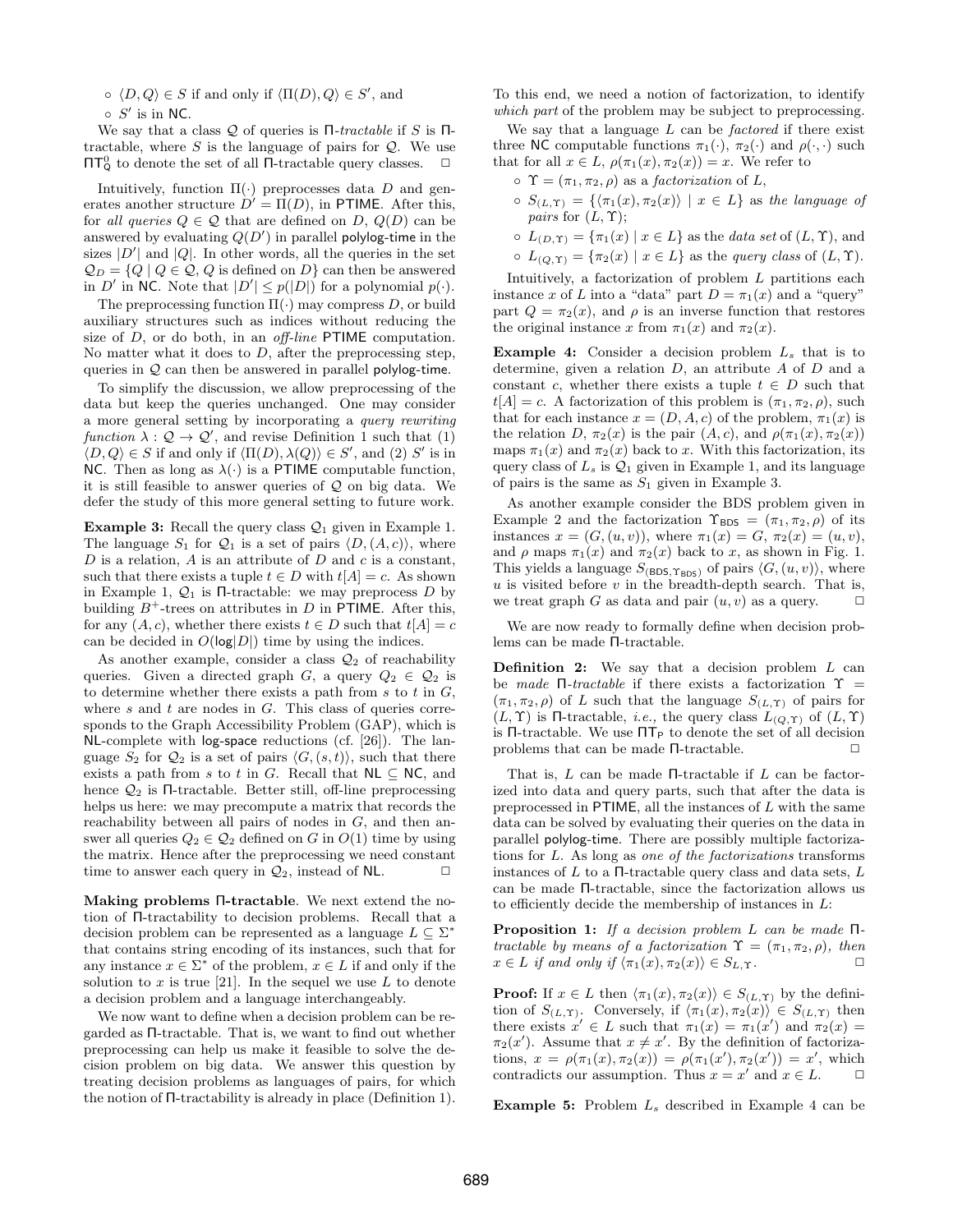- $\circ$ $\langle D, Q\rangle \in S$ if and only if $\langle \Pi(D), Q\rangle \in S'$, and
- $\circ$ $S'$ is in NC.

We say that a class $\mathcal{Q}$ of queries is $\Pi$*-tractable* if $S$ is $\Pi$-tractable, where $S$ is the language of pairs for $\mathcal{Q}$. We use $\Pi\mathsf{T}^0_\mathsf{Q}$ to denote the set of all $\Pi$-tractable query classes. $\square$

Intuitively, function $\Pi(\cdot)$ preprocesses data $D$ and generates another structure $D' = \Pi(D)$, in PTIME. After this, for *all queries* $Q \in \mathcal{Q}$ that are defined on $D$, $Q(D)$ can be answered by evaluating $Q(D')$ in parallel polylog-time in the sizes $|D'|$ and $|Q|$. In other words, all the queries in the set $\mathcal{Q}_D = \{Q \mid Q \in \mathcal{Q}, Q \text{ is defined on } D\}$ can then be answered in $D'$ in NC. Note that $|D'| \leq p(|D|)$ for a polynomial $p(\cdot)$.

The preprocessing function $\Pi(\cdot)$ may compress $D$, or build auxiliary structures such as indices without reducing the size of $D$, or do both, in an *off-line* PTIME computation. No matter what it does to $D$, after the preprocessing step, queries in $\mathcal{Q}$ can then be answered in parallel polylog-time.

To simplify the discussion, we allow preprocessing of the data but keep the queries unchanged. One may consider a more general setting by incorporating a *query rewriting function* $\lambda : \mathcal{Q} \to \mathcal{Q}'$, and revise Definition 1 such that (1) $\langle D, Q\rangle \in S$ if and only if $\langle \Pi(D), \lambda(Q)\rangle \in S'$, and (2) $S'$ is in NC. Then as long as $\lambda(\cdot)$ is a PTIME computable function, it is still feasible to answer queries of $\mathcal{Q}$ on big data. We defer the study of this more general setting to future work.

**Example 3:** Recall the query class $\mathcal{Q}_1$ given in Example 1. The language $S_1$ for $\mathcal{Q}_1$ is a set of pairs $\langle D, (A, c)\rangle$, where $D$ is a relation, $A$ is an attribute of $D$ and $c$ is a constant, such that there exists a tuple $t \in D$ with $t[A] = c$. As shown in Example 1, $\mathcal{Q}_1$ is $\Pi$-tractable: we may preprocess $D$ by building $B^+$-trees on attributes in $D$ in PTIME. After this, for any $(A, c)$, whether there exists $t \in D$ such that $t[A] = c$ can be decided in $O(\log|D|)$ time by using the indices.

As another example, consider a class $\mathcal{Q}_2$ of reachability queries. Given a directed graph $G$, a query $Q_2 \in \mathcal{Q}_2$ is to determine whether there exists a path from $s$ to $t$ in $G$, where $s$ and $t$ are nodes in $G$. This class of queries corresponds to the Graph Accessibility Problem (GAP), which is NL-complete with log-space reductions (cf. [26]). The language $S_2$ for $\mathcal{Q}_2$ is a set of pairs $\langle G, (s, t)\rangle$, such that there exists a path from $s$ to $t$ in $G$. Recall that $\text{NL} \subseteq \text{NC}$, and hence $\mathcal{Q}_2$ is $\Pi$-tractable. Better still, off-line preprocessing helps us here: we may precompute a matrix that records the reachability between all pairs of nodes in $G$, and then answer all queries $Q_2 \in \mathcal{Q}_2$ defined on $G$ in $O(1)$ time by using the matrix. Hence after the preprocessing we need constant time to answer each query in $\mathcal{Q}_2$, instead of NL. $\square$

**Making problems $\Pi$-tractable**. We next extend the notion of $\Pi$-tractability to decision problems. Recall that a decision problem can be represented as a language $L \subseteq \Sigma^*$ that contains string encoding of its instances, such that for any instance $x \in \Sigma^*$ of the problem, $x \in L$ if and only if the solution to $x$ is true [21]. In the sequel we use $L$ to denote a decision problem and a language interchangeably.

We now want to define when a decision problem can be regarded as $\Pi$-tractable. That is, we want to find out whether preprocessing can help us make it feasible to solve the decision problem on big data. We answer this question by treating decision problems as languages of pairs, for which the notion of $\Pi$-tractability is already in place (Definition 1). To this end, we need a notion of factorization, to identify *which part* of the problem may be subject to preprocessing.

We say that a language $L$ can be *factored* if there exist three NC computable functions $\pi_1(\cdot)$, $\pi_2(\cdot)$ and $\rho(\cdot,\cdot)$ such that for all $x \in L$, $\rho(\pi_1(x), \pi_2(x)) = x$. We refer to

- $\circ$ $\Upsilon = (\pi_1, \pi_2, \rho)$ as a *factorization* of $L$,
- $\circ$ $S_{(L,\Upsilon)} = \{\langle \pi_1(x), \pi_2(x)\rangle \mid x \in L\}$ as *the language of pairs* for $(L, \Upsilon)$;
- $\circ$ $L_{(D,\Upsilon)} = \{\pi_1(x) \mid x \in L\}$ as the *data set* of $(L, \Upsilon)$, and
- $\circ$ $L_{(Q,\Upsilon)} = \{\pi_2(x) \mid x \in L\}$ as the *query class* of $(L, \Upsilon)$.

Intuitively, a factorization of problem $L$ partitions each instance $x$ of $L$ into a "data" part $D = \pi_1(x)$ and a "query" part $Q = \pi_2(x)$, and $\rho$ is an inverse function that restores the original instance $x$ from $\pi_1(x)$ and $\pi_2(x)$.

**Example 4:** Consider a decision problem $L_s$ that is to determine, given a relation $D$, an attribute $A$ of $D$ and a constant $c$, whether there exists a tuple $t \in D$ such that $t[A] = c$. A factorization of this problem is $(\pi_1, \pi_2, \rho)$, such that for each instance $x = (D, A, c)$ of the problem, $\pi_1(x)$ is the relation $D$, $\pi_2(x)$ is the pair $(A, c)$, and $\rho(\pi_1(x), \pi_2(x))$ maps $\pi_1(x)$ and $\pi_2(x)$ back to $x$. With this factorization, its query class of $L_s$ is $\mathcal{Q}_1$ given in Example 1, and its language of pairs is the same as $S_1$ given in Example 3.

As another example consider the BDS problem given in Example 2 and the factorization $\Upsilon_{\text{BDS}} = (\pi_1, \pi_2, \rho)$ of its instances $x = (G, (u, v))$, where $\pi_1(x) = G$, $\pi_2(x) = (u, v)$, and $\rho$ maps $\pi_1(x)$ and $\pi_2(x)$ back to $x$, as shown in Fig. 1. This yields a language $S_{(\text{BDS},\Upsilon_{\text{BDS}})}$ of pairs $\langle G, (u, v)\rangle$, where $u$ is visited before $v$ in the breadth-depth search. That is, we treat graph $G$ as data and pair $(u, v)$ as a query. $\square$

We are now ready to formally define when decision problems can be made $\Pi$-tractable.

**Definition 2:** We say that a decision problem $L$ can be *made* $\Pi$*-tractable* if there exists a factorization $\Upsilon = (\pi_1, \pi_2, \rho)$ of $L$ such that the language $S_{(L,\Upsilon)}$ of pairs for $(L, \Upsilon)$ is $\Pi$-tractable, *i.e.*, the query class $L_{(Q,\Upsilon)}$ of $(L, \Upsilon)$ is $\Pi$-tractable. We use $\Pi\mathsf{T}_\mathsf{P}$ to denote the set of all decision problems that can be made $\Pi$-tractable. $\square$

That is, $L$ can be made $\Pi$-tractable if $L$ can be factorized into data and query parts, such that after the data is preprocessed in PTIME, all the instances of $L$ with the same data can be solved by evaluating their queries on the data in parallel polylog-time. There are possibly multiple factorizations for $L$. As long as *one of the factorizations* transforms instances of $L$ to a $\Pi$-tractable query class and data sets, $L$ can be made $\Pi$-tractable, since the factorization allows us to efficiently decide the membership of instances in $L$:

**Proposition 1:** *If a decision problem $L$ can be made $\Pi$-tractable by means of a factorization $\Upsilon = (\pi_1, \pi_2, \rho)$, then $x \in L$ if and only if $\langle \pi_1(x), \pi_2(x)\rangle \in S_{L,\Upsilon}$.* $\square$

**Proof:** If $x \in L$ then $\langle \pi_1(x), \pi_2(x)\rangle \in S_{(L,\Upsilon)}$ by the definition of $S_{(L,\Upsilon)}$. Conversely, if $\langle \pi_1(x), \pi_2(x)\rangle \in S_{(L,\Upsilon)}$ then there exists $x' \in L$ such that $\pi_1(x) = \pi_1(x')$ and $\pi_2(x) = \pi_2(x')$. Assume that $x \neq x'$. By the definition of factorizations, $x = \rho(\pi_1(x), \pi_2(x)) = \rho(\pi_1(x'), \pi_2(x')) = x'$, which contradicts our assumption. Thus $x = x'$ and $x \in L$. $\square$

**Example 5:** Problem $L_s$ described in Example 4 can be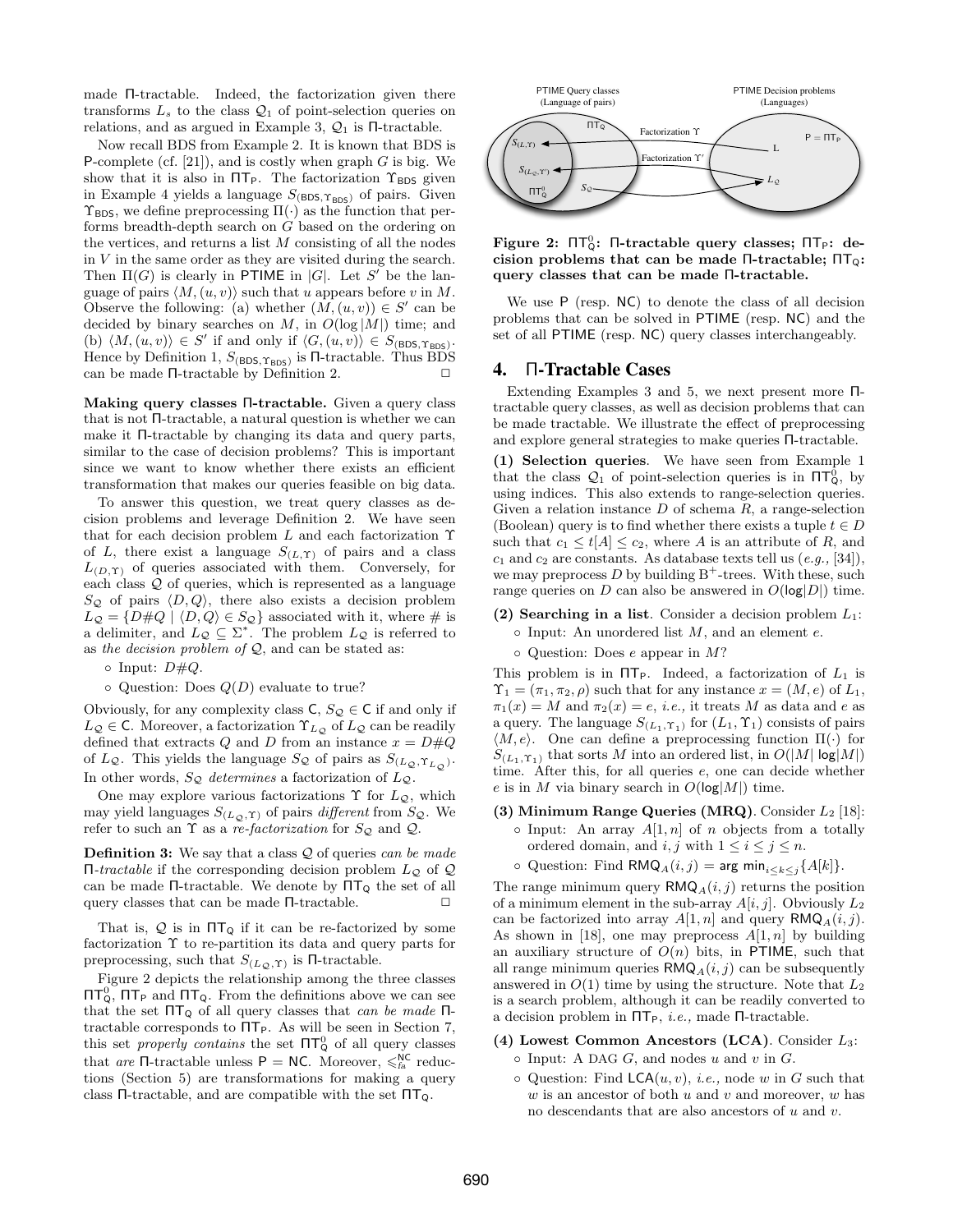made Π-tractable. Indeed, the factorization given there transforms $L_s$ to the class $\mathcal{Q}_1$ of point-selection queries on relations, and as argued in Example 3, $\mathcal{Q}_1$ is Π-tractable.

Now recall BDS from Example 2. It is known that BDS is P-complete (cf. [21]), and is costly when graph $G$ is big. We show that it is also in $\Pi T_P$. The factorization $\Upsilon_{BDS}$ given in Example 4 yields a language $S_{(BDS,\Upsilon_{BDS})}$ of pairs. Given $\Upsilon_{BDS}$, we define preprocessing $\Pi(\cdot)$ as the function that performs breadth-depth search on $G$ based on the ordering on the vertices, and returns a list $M$ consisting of all the nodes in $V$ in the same order as they are visited during the search. Then $\Pi(G)$ is clearly in PTIME in $|G|$. Let $S'$ be the language of pairs $\langle M, (u, v)\rangle$ such that $u$ appears before $v$ in $M$. Observe the following: (a) whether $(M, (u, v)) \in S'$ can be decided by binary searches on $M$, in $O(\log |M|)$ time; and (b) $\langle M, (u, v)\rangle \in S'$ if and only if $\langle G, (u, v)\rangle \in S_{(BDS,\Upsilon_{BDS})}$. Hence by Definition 1, $S_{(BDS,\Upsilon_{BDS})}$ is Π-tractable. Thus BDS can be made Π-tractable by Definition 2. □

**Making query classes Π-tractable.** Given a query class that is not Π-tractable, a natural question is whether we can make it Π-tractable by changing its data and query parts, similar to the case of decision problems? This is important since we want to know whether there exists an efficient transformation that makes our queries feasible on big data.

To answer this question, we treat query classes as decision problems and leverage Definition 2. We have seen that for each decision problem $L$ and each factorization $\Upsilon$ of $L$, there exist a language $S_{(L,\Upsilon)}$ of pairs and a class $L_{(D,\Upsilon)}$ of queries associated with them. Conversely, for each class $\mathcal{Q}$ of queries, which is represented as a language $S_\mathcal{Q}$ of pairs $\langle D, Q\rangle$, there also exists a decision problem $L_\mathcal{Q} = \{D\#Q \mid \langle D, Q\rangle \in S_\mathcal{Q}\}$ associated with it, where # is a delimiter, and $L_\mathcal{Q} \subseteq \Sigma^*$. The problem $L_\mathcal{Q}$ is referred to as *the decision problem of* $\mathcal{Q}$, and can be stated as:

- Input: $D\#Q$.
- Question: Does $Q(D)$ evaluate to true?

Obviously, for any complexity class C, $S_\mathcal{Q} \in$ C if and only if $L_\mathcal{Q} \in$ C. Moreover, a factorization $\Upsilon_{L_\mathcal{Q}}$ of $L_\mathcal{Q}$ can be readily defined that extracts $Q$ and $D$ from an instance $x = D\#Q$ of $L_\mathcal{Q}$. This yields the language $S_\mathcal{Q}$ of pairs as $S_{(L_\mathcal{Q},\Upsilon_{L_\mathcal{Q}})}$. In other words, $S_\mathcal{Q}$ *determines* a factorization of $L_\mathcal{Q}$.

One may explore various factorizations $\Upsilon$ for $L_\mathcal{Q}$, which may yield languages $S_{(L_\mathcal{Q},\Upsilon)}$ of pairs *different* from $S_\mathcal{Q}$. We refer to such an $\Upsilon$ as a *re-factorization* for $S_\mathcal{Q}$ and $\mathcal{Q}$.

**Definition 3:** We say that a class $\mathcal{Q}$ of queries *can be made Π-tractable* if the corresponding decision problem $L_\mathcal{Q}$ of $\mathcal{Q}$ can be made Π-tractable. We denote by $\Pi T_Q$ the set of all query classes that can be made Π-tractable. □

That is, $\mathcal{Q}$ is in $\Pi T_Q$ if it can be re-factorized by some factorization $\Upsilon$ to re-partition its data and query parts for preprocessing, such that $S_{(L_\mathcal{Q},\Upsilon)}$ is Π-tractable.

Figure 2 depicts the relationship among the three classes $\Pi T^0_Q$, $\Pi T_P$ and $\Pi T_Q$. From the definitions above we can see that the set $\Pi T_Q$ of all query classes that *can be made* Π-tractable corresponds to $\Pi T_P$. As will be seen in Section 7, this set *properly contains* the set $\Pi T^0_Q$ of all query classes that *are* Π-tractable unless P = NC. Moreover, $\leqslant^{NC}_{fa}$ reductions (Section 5) are transformations for making a query class Π-tractable, and are compatible with the set $\Pi T_Q$.

**Figure 2: $\Pi T^0_Q$: Π-tractable query classes; $\Pi T_P$: decision problems that can be made Π-tractable; $\Pi T_Q$: query classes that can be made Π-tractable.**

We use P (resp. NC) to denote the class of all decision problems that can be solved in PTIME (resp. NC) and the set of all PTIME (resp. NC) query classes interchangeably.

## 4. Π-Tractable Cases

Extending Examples 3 and 5, we next present more Π-tractable query classes, as well as decision problems that can be made tractable. We illustrate the effect of preprocessing and explore general strategies to make queries Π-tractable.

**(1) Selection queries**. We have seen from Example 1 that the class $\mathcal{Q}_1$ of point-selection queries is in $\Pi T^0_Q$, by using indices. This also extends to range-selection queries. Given a relation instance $D$ of schema $R$, a range-selection (Boolean) query is to find whether there exists a tuple $t \in D$ such that $c_1 \leq t[A] \leq c_2$, where $A$ is an attribute of $R$, and $c_1$ and $c_2$ are constants. As database texts tell us (*e.g.*, [34]), we may preprocess $D$ by building B$^+$-trees. With these, such range queries on $D$ can also be answered in $O(\log|D|)$ time.

**(2) Searching in a list**. Consider a decision problem $L_1$:

- Input: An unordered list $M$, and an element $e$.
- Question: Does $e$ appear in $M$?

This problem is in $\Pi T_P$. Indeed, a factorization of $L_1$ is $\Upsilon_1 = (\pi_1, \pi_2, \rho)$ such that for any instance $x = (M, e)$ of $L_1$, $\pi_1(x) = M$ and $\pi_2(x) = e$, *i.e.*, it treats $M$ as data and $e$ as a query. The language $S_{(L_1,\Upsilon_1)}$ for $(L_1, \Upsilon_1)$ consists of pairs $\langle M, e\rangle$. One can define a preprocessing function $\Pi(\cdot)$ for $S_{(L_1,\Upsilon_1)}$ that sorts $M$ into an ordered list, in $O(|M| \log|M|)$ time. After this, for all queries $e$, one can decide whether $e$ is in $M$ via binary search in $O(\log|M|)$ time.

**(3) Minimum Range Queries (MRQ)**. Consider $L_2$ [18]:

- Input: An array $A[1, n]$ of $n$ objects from a totally ordered domain, and $i, j$ with $1 \leq i \leq j \leq n$.
- Question: Find $\mathsf{RMQ}_A(i, j) = \arg\min_{i \leq k \leq j}\{A[k]\}$.

The range minimum query $\mathsf{RMQ}_A(i, j)$ returns the position of a minimum element in the sub-array $A[i, j]$. Obviously $L_2$ can be factorized into array $A[1, n]$ and query $\mathsf{RMQ}_A(i, j)$. As shown in [18], one may preprocess $A[1, n]$ by building an auxiliary structure of $O(n)$ bits, in PTIME, such that all range minimum queries $\mathsf{RMQ}_A(i, j)$ can be subsequently answered in $O(1)$ time by using the structure. Note that $L_2$ is a search problem, although it can be readily converted to a decision problem in $\Pi T_P$, *i.e.*, made Π-tractable.

**(4) Lowest Common Ancestors (LCA)**. Consider $L_3$:

- Input: A DAG $G$, and nodes $u$ and $v$ in $G$.
- Question: Find $\mathsf{LCA}(u, v)$, *i.e.*, node $w$ in $G$ such that $w$ is an ancestor of both $u$ and $v$ and moreover, $w$ has no descendants that are also ancestors of $u$ and $v$.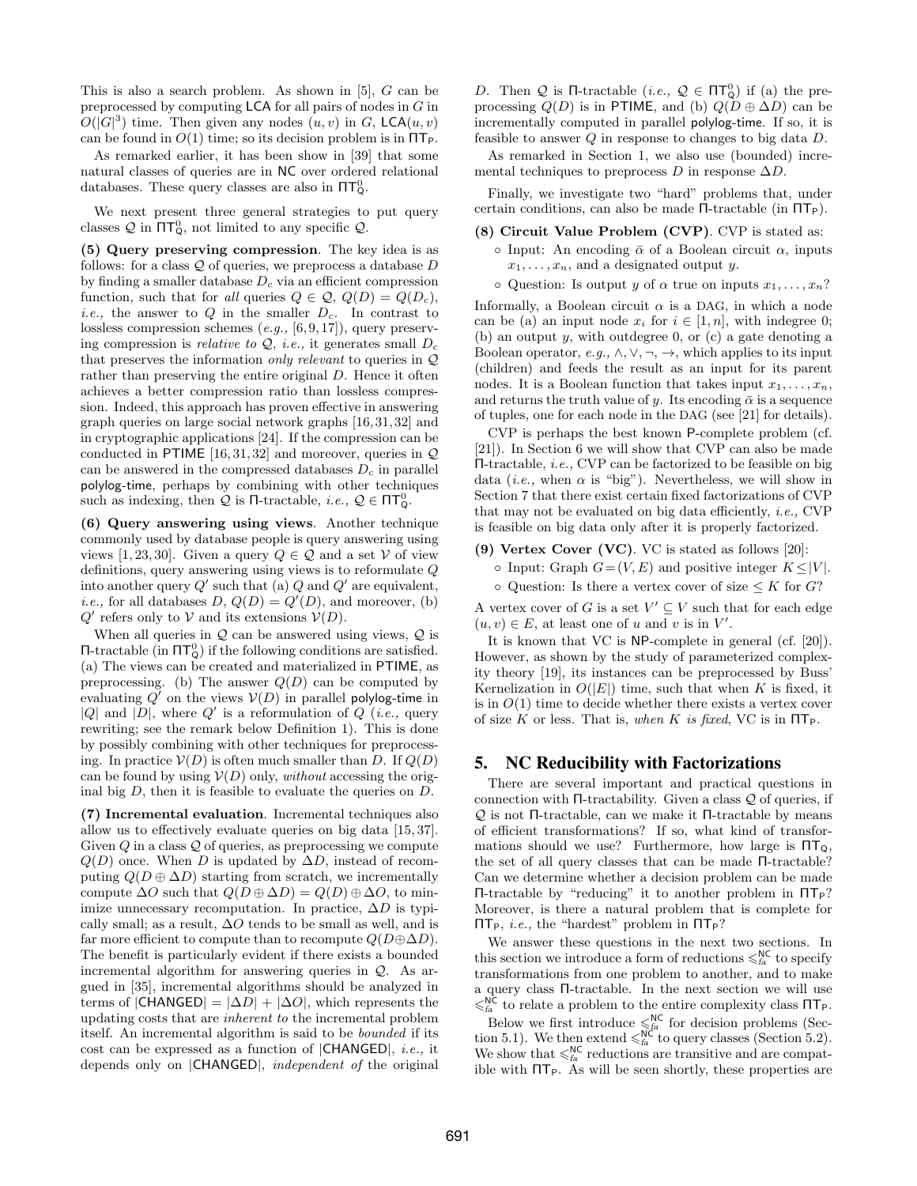This is also a search problem. As shown in [5], $G$ can be preprocessed by computing $\mathsf{LCA}$ for all pairs of nodes in $G$ in $O(|G|^3)$ time. Then given any nodes $(u, v)$ in $G$, $\mathsf{LCA}(u, v)$ can be found in $O(1)$ time; so its decision problem is in $\Pi\mathsf{T}_\mathsf{P}$.

As remarked earlier, it has been show in [39] that some natural classes of queries are in $\mathsf{NC}$ over ordered relational databases. These query classes are also in $\Pi\mathsf{T}^0_\mathsf{Q}$.

We next present three general strategies to put query classes $\mathcal{Q}$ in $\Pi\mathsf{T}^0_\mathsf{Q}$, not limited to any specific $\mathcal{Q}$.

**(5) Query preserving compression**. The key idea is as follows: for a class $\mathcal{Q}$ of queries, we preprocess a database $D$ by finding a smaller database $D_c$ via an efficient compression function, such that for *all* queries $Q \in \mathcal{Q}$, $Q(D) = Q(D_c)$, *i.e.,* the answer to $Q$ in the smaller $D_c$. In contrast to lossless compression schemes (*e.g.,* [6, 9, 17]), query preserving compression is *relative to* $\mathcal{Q}$, *i.e.,* it generates small $D_c$ that preserves the information *only relevant* to queries in $\mathcal{Q}$ rather than preserving the entire original $D$. Hence it often achieves a better compression ratio than lossless compression. Indeed, this approach has proven effective in answering graph queries on large social network graphs [16, 31, 32] and in cryptographic applications [24]. If the compression can be conducted in $\mathsf{PTIME}$ [16, 31, 32] and moreover, queries in $\mathcal{Q}$ can be answered in the compressed databases $D_c$ in parallel $\mathsf{polylog}$-time, perhaps by combining with other techniques such as indexing, then $\mathcal{Q}$ is $\Pi$-tractable, *i.e.,* $\mathcal{Q} \in \Pi\mathsf{T}^0_\mathsf{Q}$.

**(6) Query answering using views**. Another technique commonly used by database people is query answering using views [1, 23, 30]. Given a query $Q \in \mathcal{Q}$ and a set $\mathcal{V}$ of view definitions, query answering using views is to reformulate $Q$ into another query $Q'$ such that (a) $Q$ and $Q'$ are equivalent, *i.e.,* for all databases $D$, $Q(D) = Q'(D)$, and moreover, (b) $Q'$ refers only to $\mathcal{V}$ and its extensions $\mathcal{V}(D)$.

When all queries in $\mathcal{Q}$ can be answered using views, $\mathcal{Q}$ is $\Pi$-tractable (in $\Pi\mathsf{T}^0_\mathsf{Q}$) if the following conditions are satisfied. (a) The views can be created and materialized in $\mathsf{PTIME}$, as preprocessing. (b) The answer $Q(D)$ can be computed by evaluating $Q'$ on the views $\mathcal{V}(D)$ in parallel $\mathsf{polylog}$-time in $|Q|$ and $|D|$, where $Q'$ is a reformulation of $Q$ (*i.e.,* query rewriting; see the remark below Definition 1). This is done by possibly combining with other techniques for preprocessing. In practice $\mathcal{V}(D)$ is often much smaller than $D$. If $Q(D)$ can be found by using $\mathcal{V}(D)$ only, *without* accessing the original big $D$, then it is feasible to evaluate the queries on $D$.

**(7) Incremental evaluation**. Incremental techniques also allow us to effectively evaluate queries on big data [15, 37]. Given $Q$ in a class $\mathcal{Q}$ of queries, as preprocessing we compute $Q(D)$ once. When $D$ is updated by $\Delta D$, instead of recomputing $Q(D \oplus \Delta D)$ starting from scratch, we incrementally compute $\Delta O$ such that $Q(D \oplus \Delta D) = Q(D) \oplus \Delta O$, to minimize unnecessary recomputation. In practice, $\Delta D$ is typically small; as a result, $\Delta O$ tends to be small as well, and is far more efficient to compute than to recompute $Q(D \oplus \Delta D)$. The benefit is particularly evident if there exists a bounded incremental algorithm for answering queries in $\mathcal{Q}$. As argued in [35], incremental algorithms should be analyzed in terms of $|\mathsf{CHANGED}| = |\Delta D| + |\Delta O|$, which represents the updating costs that are *inherent to* the incremental problem itself. An incremental algorithm is said to be *bounded* if its cost can be expressed as a function of $|\mathsf{CHANGED}|$, *i.e.,* it depends only on $|\mathsf{CHANGED}|$, *independent of* the original $D$. Then $\mathcal{Q}$ is $\Pi$-tractable (*i.e.,* $\mathcal{Q} \in \Pi\mathsf{T}^0_\mathsf{Q}$) if (a) the preprocessing $Q(D)$ is in $\mathsf{PTIME}$, and (b) $Q(D \oplus \Delta D)$ can be incrementally computed in parallel $\mathsf{polylog}$-time. If so, it is feasible to answer $Q$ in response to changes to big data $D$.

As remarked in Section 1, we also use (bounded) incremental techniques to preprocess $D$ in response $\Delta D$.

Finally, we investigate two "hard" problems that, under certain conditions, can also be made $\Pi$-tractable (in $\Pi\mathsf{T}_\mathsf{P}$).

**(8) Circuit Value Problem (CVP)**. CVP is stated as:

- Input: An encoding $\bar{\alpha}$ of a Boolean circuit $\alpha$, inputs $x_1, \ldots, x_n$, and a designated output $y$.
- Question: Is output $y$ of $\alpha$ true on inputs $x_1, \ldots, x_n$?

Informally, a Boolean circuit $\alpha$ is a DAG, in which a node can be (a) an input node $x_i$ for $i \in [1, n]$, with indegree 0; (b) an output $y$, with outdegree 0, or (c) a gate denoting a Boolean operator, *e.g.,* $\wedge, \vee, \neg, \rightarrow$, which applies to its input (children) and feeds the result as an input for its parent nodes. It is a Boolean function that takes input $x_1, \ldots, x_n$, and returns the truth value of $y$. Its encoding $\bar{\alpha}$ is a sequence of tuples, one for each node in the DAG (see [21] for details).

CVP is perhaps the best known $\mathsf{P}$-complete problem (cf. [21]). In Section 6 we will show that CVP can also be made $\Pi$-tractable, *i.e.,* CVP can be factorized to be feasible on big data (*i.e.,* when $\alpha$ is "big"). Nevertheless, we will show in Section 7 that there exist certain fixed factorizations of CVP that may not be evaluated on big data efficiently, *i.e.,* CVP is feasible on big data only after it is properly factorized.

**(9) Vertex Cover (VC)**. VC is stated as follows [20]:

- Input: Graph $G = (V, E)$ and positive integer $K \leq |V|$.
- Question: Is there a vertex cover of size $\leq K$ for $G$?

A vertex cover of $G$ is a set $V' \subseteq V$ such that for each edge $(u, v) \in E$, at least one of $u$ and $v$ is in $V'$.

It is known that VC is $\mathsf{NP}$-complete in general (cf. [20]). However, as shown by the study of parameterized complexity theory [19], its instances can be preprocessed by Buss' Kernelization in $O(|E|)$ time, such that when $K$ is fixed, it is in $O(1)$ time to decide whether there exists a vertex cover of size $K$ or less. That is, *when $K$ is fixed*, VC is in $\Pi\mathsf{T}_\mathsf{P}$.

## 5. NC Reducibility with Factorizations

There are several important and practical questions in connection with $\Pi$-tractability. Given a class $\mathcal{Q}$ of queries, if $\mathcal{Q}$ is not $\Pi$-tractable, can we make it $\Pi$-tractable by means of efficient transformations? If so, what kind of transformations should we use? Furthermore, how large is $\Pi\mathsf{T}_\mathsf{Q}$, the set of all query classes that can be made $\Pi$-tractable? Can we determine whether a decision problem can be made $\Pi$-tractable by "reducing" it to another problem in $\Pi\mathsf{T}_\mathsf{P}$? Moreover, is there a natural problem that is complete for $\Pi\mathsf{T}_\mathsf{P}$, *i.e.,* the "hardest" problem in $\Pi\mathsf{T}_\mathsf{P}$?

We answer these questions in the next two sections. In this section we introduce a form of reductions $\leqslant^{\mathsf{NC}}_{fa}$ to specify transformations from one problem to another, and to make a query class $\Pi$-tractable. In the next section we will use $\leqslant^{\mathsf{NC}}_{fa}$ to relate a problem to the entire complexity class $\Pi\mathsf{T}_\mathsf{P}$.

Below we first introduce $\leqslant^{\mathsf{NC}}_{fa}$ for decision problems (Section 5.1). We then extend $\leqslant^{\mathsf{NC}}_{fa}$ to query classes (Section 5.2). We show that $\leqslant^{\mathsf{NC}}_{fa}$ reductions are transitive and are compatible with $\Pi\mathsf{T}_\mathsf{P}$. As will be seen shortly, these properties are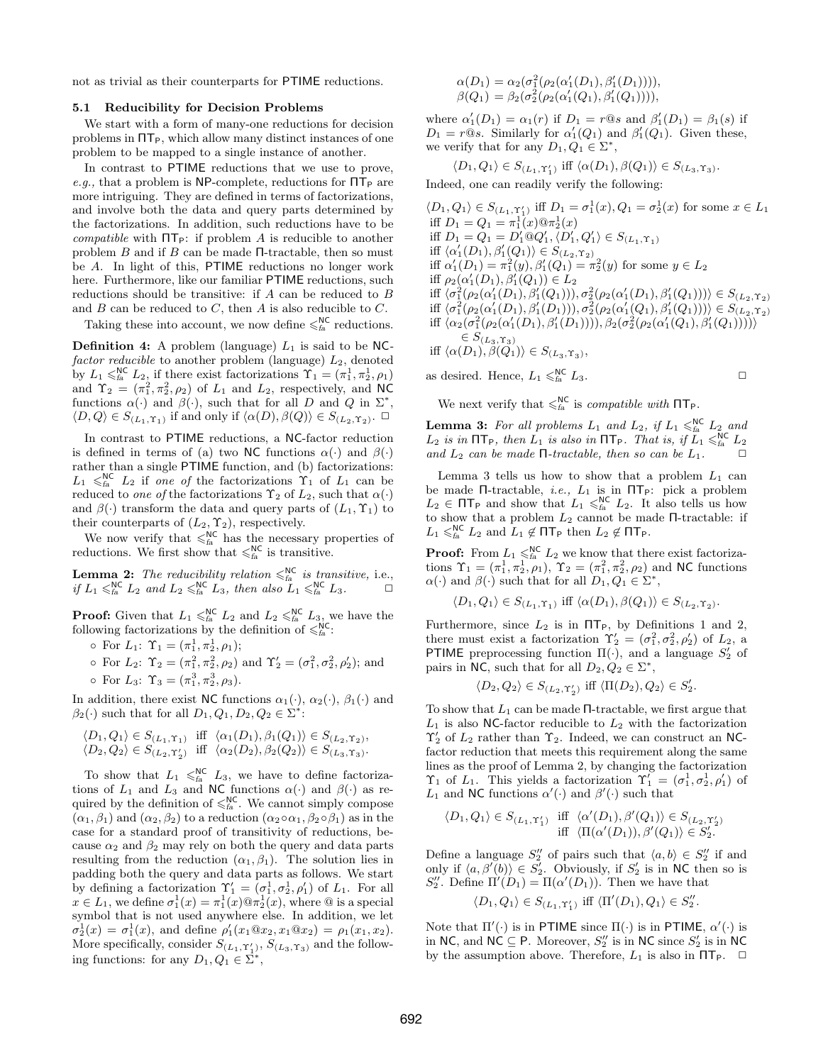not as trivial as their counterparts for PTIME reductions.

### 5.1 Reducibility for Decision Problems

We start with a form of many-one reductions for decision problems in $\Pi T_P$, which allow many distinct instances of one problem to be mapped to a single instance of another.

In contrast to PTIME reductions that we use to prove, *e.g.,* that a problem is NP-complete, reductions for $\Pi T_P$ are more intriguing. They are defined in terms of factorizations, and involve both the data and query parts determined by the factorizations. In addition, such reductions have to be *compatible* with $\Pi T_P$: if problem $A$ is reducible to another problem $B$ and if $B$ can be made $\Pi$-tractable, then so must be $A$. In light of this, PTIME reductions no longer work here. Furthermore, like our familiar PTIME reductions, such reductions should be transitive: if $A$ can be reduced to $B$ and $B$ can be reduced to $C$, then $A$ is also reducible to $C$.

Taking these into account, we now define $\leqslant_{fa}^{NC}$ reductions.

**Definition 4:** A problem (language) $L_1$ is said to be NC-*factor reducible* to another problem (language) $L_2$, denoted by $L_1 \leqslant_{fa}^{NC} L_2$, if there exist factorizations $\Upsilon_1 = (\pi_1^1, \pi_2^1, \rho_1)$ and $\Upsilon_2 = (\pi_1^2, \pi_2^2, \rho_2)$ of $L_1$ and $L_2$, respectively, and NC functions $\alpha(\cdot)$ and $\beta(\cdot)$, such that for all $D$ and $Q$ in $\Sigma^*$, $\langle D, Q\rangle \in S_{(L_1,\Upsilon_1)}$ if and only if $\langle \alpha(D), \beta(Q)\rangle \in S_{(L_2,\Upsilon_2)}$. □

In contrast to PTIME reductions, a NC-factor reduction is defined in terms of (a) two NC functions $\alpha(\cdot)$ and $\beta(\cdot)$ rather than a single PTIME function, and (b) factorizations: $L_1 \leqslant_{fa}^{NC} L_2$ if *one of* the factorizations $\Upsilon_1$ of $L_1$ can be reduced to *one of* the factorizations $\Upsilon_2$ of $L_2$, such that $\alpha(\cdot)$ and $\beta(\cdot)$ transform the data and query parts of $(L_1, \Upsilon_1)$ to their counterparts of $(L_2, \Upsilon_2)$, respectively.

We now verify that $\leqslant_{fa}^{NC}$ has the necessary properties of reductions. We first show that $\leqslant_{fa}^{NC}$ is transitive.

**Lemma 2:** *The reducibility relation $\leqslant_{fa}^{NC}$ is transitive,* i.e., *if $L_1 \leqslant_{fa}^{NC} L_2$ and $L_2 \leqslant_{fa}^{NC} L_3$, then also $L_1 \leqslant_{fa}^{NC} L_3$.* □

**Proof:** Given that $L_1 \leqslant_{fa}^{NC} L_2$ and $L_2 \leqslant_{fa}^{NC} L_3$, we have the following factorizations by the definition of $\leqslant_{fa}^{NC}$:

- For $L_1$: $\Upsilon_1 = (\pi_1^1, \pi_2^1, \rho_1)$;
- For $L_2$: $\Upsilon_2 = (\pi_1^2, \pi_2^2, \rho_2)$ and $\Upsilon_2' = (\sigma_1^2, \sigma_2^2, \rho_2')$; and
- For $L_3$: $\Upsilon_3 = (\pi_1^3, \pi_2^3, \rho_3)$.

In addition, there exist NC functions $\alpha_1(\cdot)$, $\alpha_2(\cdot)$, $\beta_1(\cdot)$ and $\beta_2(\cdot)$ such that for all $D_1, Q_1, D_2, Q_2 \in \Sigma^*$:

$$\begin{aligned}
\langle D_1, Q_1\rangle \in S_{(L_1,\Upsilon_1)} &\text{ iff } \langle \alpha_1(D_1), \beta_1(Q_1)\rangle \in S_{(L_2,\Upsilon_2)},\\
\langle D_2, Q_2\rangle \in S_{(L_2,\Upsilon_2')} &\text{ iff } \langle \alpha_2(D_2), \beta_2(Q_2)\rangle \in S_{(L_3,\Upsilon_3)}.
\end{aligned}$$

To show that $L_1 \leqslant_{fa}^{NC} L_3$, we have to define factorizations of $L_1$ and $L_3$ and NC functions $\alpha(\cdot)$ and $\beta(\cdot)$ as required by the definition of $\leqslant_{fa}^{NC}$. We cannot simply compose $(\alpha_1, \beta_1)$ and $(\alpha_2, \beta_2)$ to a reduction $(\alpha_2 \circ \alpha_1, \beta_2 \circ \beta_1)$ as in the case for a standard proof of transitivity of reductions, because $\alpha_2$ and $\beta_2$ may rely on both the query and data parts resulting from the reduction $(\alpha_1, \beta_1)$. The solution lies in padding both the query and data parts as follows. We start by defining a factorization $\Upsilon_1' = (\sigma_1^1, \sigma_2^1, \rho_1')$ of $L_1$. For all $x \in L_1$, we define $\sigma_1^1(x) = \pi_1^1(x)@\pi_2^1(x)$, where @ is a special symbol that is not used anywhere else. In addition, we let $\sigma_2^1(x) = \sigma_1^1(x)$, and define $\rho_1'(x_1@x_2, x_1@x_2) = \rho_1(x_1, x_2)$. More specifically, consider $S_{(L_1,\Upsilon_1')}$, $S_{(L_3,\Upsilon_3)}$ and the following functions: for any $D_1, Q_1 \in \Sigma^*$,

$$\begin{aligned}
\alpha(D_1) &= \alpha_2(\sigma_1^2(\rho_2(\alpha_1'(D_1), \beta_1'(D_1)))),\\
\beta(Q_1) &= \beta_2(\sigma_2^2(\rho_2(\alpha_1'(Q_1), \beta_1'(Q_1)))),
\end{aligned}$$

where $\alpha_1'(D_1) = \alpha_1(r)$ if $D_1 = r@s$ and $\beta_1'(D_1) = \beta_1(s)$ if $D_1 = r@s$. Similarly for $\alpha_1'(Q_1)$ and $\beta_1'(Q_1)$. Given these, we verify that for any $D_1, Q_1 \in \Sigma^*$,

$$\langle D_1, Q_1\rangle \in S_{(L_1,\Upsilon_1')} \text{ iff } \langle \alpha(D_1), \beta(Q_1)\rangle \in S_{(L_3,\Upsilon_3)}.$$

Indeed, one can readily verify the following:

$$\begin{aligned}
&\langle D_1, Q_1\rangle \in S_{(L_1,\Upsilon_1')} \text{ iff } D_1 = \sigma_1^1(x), Q_1 = \sigma_2^1(x) \text{ for some } x \in L_1\\
&\text{iff } D_1 = Q_1 = \pi_1^1(x)@\pi_2^1(x)\\
&\text{iff } D_1 = Q_1 = D_1'@Q_1', \langle D_1', Q_1'\rangle \in S_{(L_1,\Upsilon_1)}\\
&\text{iff } \langle \alpha_1'(D_1), \beta_1'(Q_1)\rangle \in S_{(L_2,\Upsilon_2)}\\
&\text{iff } \alpha_1'(D_1) = \pi_1^2(y), \beta_1'(Q_1) = \pi_2^2(y) \text{ for some } y \in L_2\\
&\text{iff } \rho_2(\alpha_1'(D_1), \beta_1'(Q_1)) \in L_2\\
&\text{iff } \langle \sigma_1^2(\rho_2(\alpha_1'(D_1), \beta_1'(Q_1))), \sigma_2^2(\rho_2(\alpha_1'(D_1), \beta_1'(Q_1)))\rangle \in S_{(L_2,\Upsilon_2)}\\
&\text{iff } \langle \sigma_1^2(\rho_2(\alpha_1'(D_1), \beta_1'(D_1))), \sigma_2^2(\rho_2(\alpha_1'(Q_1), \beta_1'(Q_1)))\rangle \in S_{(L_2,\Upsilon_2)}\\
&\text{iff } \langle \alpha_2(\sigma_1^2(\rho_2(\alpha_1'(D_1), \beta_1'(D_1)))), \beta_2(\sigma_2^2(\rho_2(\alpha_1'(Q_1), \beta_1'(Q_1))))\rangle\\
&\qquad \in S_{(L_3,\Upsilon_3)}\\
&\text{iff } \langle \alpha(D_1), \beta(Q_1)\rangle \in S_{(L_3,\Upsilon_3)},
\end{aligned}$$

as desired. Hence, $L_1 \leqslant_{fa}^{NC} L_3$. □

We next verify that $\leqslant_{fa}^{NC}$ is *compatible with* $\Pi T_P$.

**Lemma 3:** *For all problems $L_1$ and $L_2$, if $L_1 \leqslant_{fa}^{NC} L_2$ and $L_2$ is in $\Pi T_P$, then $L_1$ is also in $\Pi T_P$. That is, if $L_1 \leqslant_{fa}^{NC} L_2$ and $L_2$ can be made $\Pi$-tractable, then so can be $L_1$.* □

Lemma 3 tells us how to show that a problem $L_1$ can be made $\Pi$-tractable, *i.e.,* $L_1$ is in $\Pi T_P$: pick a problem $L_2 \in \Pi T_P$ and show that $L_1 \leqslant_{fa}^{NC} L_2$. It also tells us how to show that a problem $L_2$ cannot be made $\Pi$-tractable: if $L_1 \leqslant_{fa}^{NC} L_2$ and $L_1 \notin \Pi T_P$ then $L_2 \notin \Pi T_P$.

**Proof:** From $L_1 \leqslant_{fa}^{NC} L_2$ we know that there exist factorizations $\Upsilon_1 = (\pi_1^1, \pi_2^1, \rho_1)$, $\Upsilon_2 = (\pi_1^2, \pi_2^2, \rho_2)$ and NC functions $\alpha(\cdot)$ and $\beta(\cdot)$ such that for all $D_1, Q_1 \in \Sigma^*$,

$$\langle D_1, Q_1\rangle \in S_{(L_1,\Upsilon_1)} \text{ iff } \langle \alpha(D_1), \beta(Q_1)\rangle \in S_{(L_2,\Upsilon_2)}.$$

Furthermore, since $L_2$ is in $\Pi T_P$, by Definitions 1 and 2, there must exist a factorization $\Upsilon_2' = (\sigma_1^2, \sigma_2^2, \rho_2')$ of $L_2$, a PTIME preprocessing function $\Pi(\cdot)$, and a language $S_2'$ of pairs in NC, such that for all $D_2, Q_2 \in \Sigma^*$,

$$\langle D_2, Q_2\rangle \in S_{(L_2,\Upsilon_2')} \text{ iff } \langle \Pi(D_2), Q_2\rangle \in S_2'.$$

To show that $L_1$ can be made $\Pi$-tractable, we first argue that $L_1$ is also NC-factor reducible to $L_2$ with the factorization $\Upsilon_2'$ of $L_2$ rather than $\Upsilon_2$. Indeed, we can construct an NC-factor reduction that meets this requirement along the same lines as the proof of Lemma 2, by changing the factorization $\Upsilon_1$ of $L_1$. This yields a factorization $\Upsilon_1' = (\sigma_1^1, \sigma_2^1, \rho_1')$ of $L_1$ and NC functions $\alpha'(\cdot)$ and $\beta'(\cdot)$ such that

$$\begin{aligned}
\langle D_1, Q_1\rangle \in S_{(L_1,\Upsilon_1')} &\text{ iff } \langle \alpha'(D_1), \beta'(Q_1)\rangle \in S_{(L_2,\Upsilon_2')}\\
&\text{ iff } \langle \Pi(\alpha'(D_1)), \beta'(Q_1)\rangle \in S_2'.
\end{aligned}$$

Define a language $S_2''$ of pairs such that $\langle a, b\rangle \in S_2''$ if and only if $\langle a, \beta'(b)\rangle \in S_2'$. Obviously, if $S_2'$ is in NC then so is $S_2''$. Define $\Pi'(D_1) = \Pi(\alpha'(D_1))$. Then we have that

$$\langle D_1, Q_1\rangle \in S_{(L_1,\Upsilon_1')} \text{ iff } \langle \Pi'(D_1), Q_1\rangle \in S_2''.$$

Note that $\Pi'(\cdot)$ is in PTIME since $\Pi(\cdot)$ is in PTIME, $\alpha'(\cdot)$ is in NC, and NC $\subseteq$ P. Moreover, $S_2''$ is in NC since $S_2'$ is in NC by the assumption above. Therefore, $L_1$ is also in $\Pi T_P$. □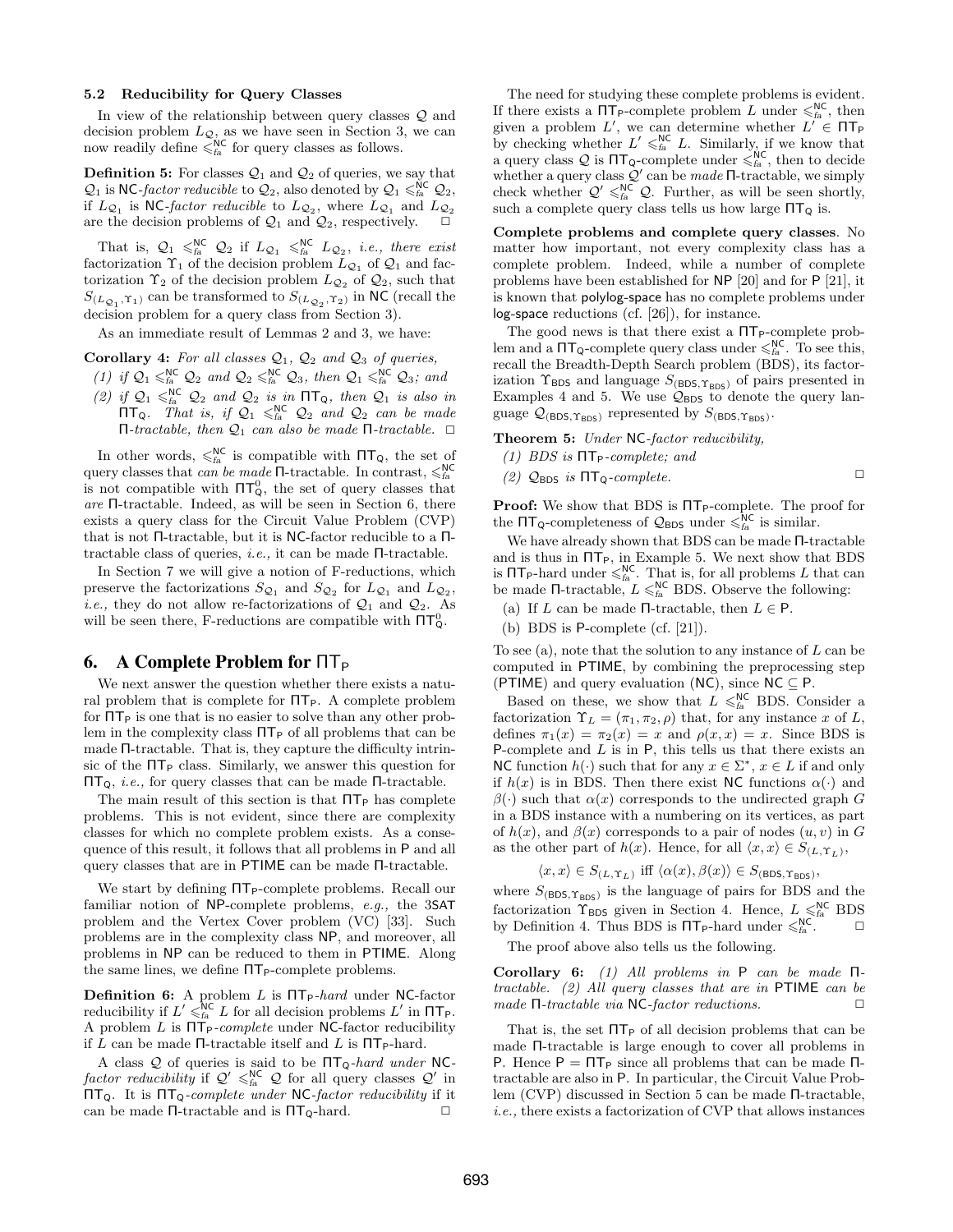### 5.2 Reducibility for Query Classes

In view of the relationship between query classes $\mathcal{Q}$ and decision problem $L_{\mathcal{Q}}$, as we have seen in Section 3, we can now readily define $\leqslant_{fa}^{\mathsf{NC}}$ for query classes as follows.

**Definition 5:** For classes $\mathcal{Q}_1$ and $\mathcal{Q}_2$ of queries, we say that $\mathcal{Q}_1$ is NC*-factor reducible* to $\mathcal{Q}_2$, also denoted by $\mathcal{Q}_1 \leqslant_{fa}^{\mathsf{NC}} \mathcal{Q}_2$, if $L_{\mathcal{Q}_1}$ is NC*-factor reducible* to $L_{\mathcal{Q}_2}$, where $L_{\mathcal{Q}_1}$ and $L_{\mathcal{Q}_2}$ are the decision problems of $\mathcal{Q}_1$ and $\mathcal{Q}_2$, respectively. $\square$

That is, $\mathcal{Q}_1 \leqslant_{fa}^{\mathsf{NC}} \mathcal{Q}_2$ if $L_{\mathcal{Q}_1} \leqslant_{fa}^{\mathsf{NC}} L_{\mathcal{Q}_2}$, *i.e., there exist* factorization $\Upsilon_1$ of the decision problem $L_{\mathcal{Q}_1}$ of $\mathcal{Q}_1$ and factorization $\Upsilon_2$ of the decision problem $L_{\mathcal{Q}_2}$ of $\mathcal{Q}_2$, such that $S_{(L_{\mathcal{Q}_1}, \Upsilon_1)}$ can be transformed to $S_{(L_{\mathcal{Q}_2}, \Upsilon_2)}$ in NC (recall the decision problem for a query class from Section 3).

As an immediate result of Lemmas 2 and 3, we have:

**Corollary 4:** *For all classes $\mathcal{Q}_1$, $\mathcal{Q}_2$ and $\mathcal{Q}_3$ of queries,*

*(1) if $\mathcal{Q}_1 \leqslant_{fa}^{\mathsf{NC}} \mathcal{Q}_2$ and $\mathcal{Q}_2 \leqslant_{fa}^{\mathsf{NC}} \mathcal{Q}_3$, then $\mathcal{Q}_1 \leqslant_{fa}^{\mathsf{NC}} \mathcal{Q}_3$; and*

*(2) if $\mathcal{Q}_1 \leqslant_{fa}^{\mathsf{NC}} \mathcal{Q}_2$ and $\mathcal{Q}_2$ is in $\Pi\mathsf{T}_{\mathsf{Q}}$, then $\mathcal{Q}_1$ is also in $\Pi\mathsf{T}_{\mathsf{Q}}$. That is, if $\mathcal{Q}_1 \leqslant_{fa}^{\mathsf{NC}} \mathcal{Q}_2$ and $\mathcal{Q}_2$ can be made $\Pi$-tractable, then $\mathcal{Q}_1$ can also be made $\Pi$-tractable.* $\square$

In other words, $\leqslant_{fa}^{\mathsf{NC}}$ is compatible with $\Pi\mathsf{T}_{\mathsf{Q}}$, the set of query classes that *can be made* $\Pi$-tractable. In contrast, $\leqslant_{fa}^{\mathsf{NC}}$ is not compatible with $\Pi\mathsf{T}_{\mathsf{Q}}^0$, the set of query classes that *are* $\Pi$-tractable. Indeed, as will be seen in Section 6, there exists a query class for the Circuit Value Problem (CVP) that is not $\Pi$-tractable, but it is NC-factor reducible to a $\Pi$-tractable class of queries, *i.e.,* it can be made $\Pi$-tractable.

In Section 7 we will give a notion of F-reductions, which preserve the factorizations $S_{\mathcal{Q}_1}$ and $S_{\mathcal{Q}_2}$ for $L_{\mathcal{Q}_1}$ and $L_{\mathcal{Q}_2}$, *i.e.,* they do not allow re-factorizations of $\mathcal{Q}_1$ and $\mathcal{Q}_2$. As will be seen there, F-reductions are compatible with $\Pi\mathsf{T}_{\mathsf{Q}}^0$.

## 6. A Complete Problem for $\Pi\mathsf{T}_{\mathsf{P}}$

We next answer the question whether there exists a natural problem that is complete for $\Pi\mathsf{T}_{\mathsf{P}}$. A complete problem for $\Pi\mathsf{T}_{\mathsf{P}}$ is one that is no easier to solve than any other problem in the complexity class $\Pi\mathsf{T}_{\mathsf{P}}$ of all problems that can be made $\Pi$-tractable. That is, they capture the difficulty intrinsic of the $\Pi\mathsf{T}_{\mathsf{P}}$ class. Similarly, we answer this question for $\Pi\mathsf{T}_{\mathsf{Q}}$, *i.e.,* for query classes that can be made $\Pi$-tractable.

The main result of this section is that $\Pi\mathsf{T}_{\mathsf{P}}$ has complete problems. This is not evident, since there are complexity classes for which no complete problem exists. As a consequence of this result, it follows that all problems in P and all query classes that are in PTIME can be made $\Pi$-tractable.

We start by defining $\Pi\mathsf{T}_{\mathsf{P}}$-complete problems. Recall our familiar notion of NP-complete problems, *e.g.,* the 3SAT problem and the Vertex Cover problem (VC) [33]. Such problems are in the complexity class NP, and moreover, all problems in NP can be reduced to them in PTIME. Along the same lines, we define $\Pi\mathsf{T}_{\mathsf{P}}$-complete problems.

**Definition 6:** A problem $L$ is $\Pi\mathsf{T}_{\mathsf{P}}$*-hard* under NC-factor reducibility if $L' \leqslant_{fa}^{\mathsf{NC}} L$ for all decision problems $L'$ in $\Pi\mathsf{T}_{\mathsf{P}}$. A problem $L$ is $\Pi\mathsf{T}_{\mathsf{P}}$*-complete* under NC-factor reducibility if $L$ can be made $\Pi$-tractable itself and $L$ is $\Pi\mathsf{T}_{\mathsf{P}}$-hard.

A class $\mathcal{Q}$ of queries is said to be $\Pi\mathsf{T}_{\mathsf{Q}}$*-hard under* NC*-factor reducibility* if $\mathcal{Q}' \leqslant_{fa}^{\mathsf{NC}} \mathcal{Q}$ for all query classes $\mathcal{Q}'$ in $\Pi\mathsf{T}_{\mathsf{Q}}$. It is $\Pi\mathsf{T}_{\mathsf{Q}}$*-complete under* NC*-factor reducibility* if it can be made $\Pi$-tractable and is $\Pi\mathsf{T}_{\mathsf{Q}}$-hard. $\square$

The need for studying these complete problems is evident. If there exists a $\Pi\mathsf{T}_{\mathsf{P}}$-complete problem $L$ under $\leqslant_{fa}^{\mathsf{NC}}$, then given a problem $L'$, we can determine whether $L' \in \Pi\mathsf{T}_{\mathsf{P}}$ by checking whether $L' \leqslant_{fa}^{\mathsf{NC}} L$. Similarly, if we know that a query class $\mathcal{Q}$ is $\Pi\mathsf{T}_{\mathsf{Q}}$-complete under $\leqslant_{fa}^{\mathsf{NC}}$, then to decide whether a query class $\mathcal{Q}'$ can be *made* $\Pi$-tractable, we simply check whether $\mathcal{Q}' \leqslant_{fa}^{\mathsf{NC}} \mathcal{Q}$. Further, as will be seen shortly, such a complete query class tells us how large $\Pi\mathsf{T}_{\mathsf{Q}}$ is.

**Complete problems and complete query classes**. No matter how important, not every complexity class has a complete problem. Indeed, while a number of complete problems have been established for NP [20] and for P [21], it is known that polylog-space has no complete problems under log-space reductions (cf. [26]), for instance.

The good news is that there exist a $\Pi\mathsf{T}_{\mathsf{P}}$-complete problem and a $\Pi\mathsf{T}_{\mathsf{Q}}$-complete query class under $\leqslant_{fa}^{\mathsf{NC}}$. To see this, recall the Breadth-Depth Search problem (BDS), its factorization $\Upsilon_{\mathsf{BDS}}$ and language $S_{(\mathsf{BDS}, \Upsilon_{\mathsf{BDS}})}$ of pairs presented in Examples 4 and 5. We use $\mathcal{Q}_{\mathsf{BDS}}$ to denote the query language $\mathcal{Q}_{(\mathsf{BDS}, \Upsilon_{\mathsf{BDS}})}$ represented by $S_{(\mathsf{BDS}, \Upsilon_{\mathsf{BDS}})}$.

**Theorem 5:** *Under* NC*-factor reducibility,*

*(1) BDS is $\Pi\mathsf{T}_{\mathsf{P}}$-complete; and*

*(2) $\mathcal{Q}_{\mathsf{BDS}}$ is $\Pi\mathsf{T}_{\mathsf{Q}}$-complete.* $\square$

**Proof:** We show that BDS is $\Pi\mathsf{T}_{\mathsf{P}}$-complete. The proof for the $\Pi\mathsf{T}_{\mathsf{Q}}$-completeness of $\mathcal{Q}_{\mathsf{BDS}}$ under $\leqslant_{fa}^{\mathsf{NC}}$ is similar.

We have already shown that BDS can be made $\Pi$-tractable and is thus in $\Pi\mathsf{T}_{\mathsf{P}}$, in Example 5. We next show that BDS is $\Pi\mathsf{T}_{\mathsf{P}}$-hard under $\leqslant_{fa}^{\mathsf{NC}}$. That is, for all problems $L$ that can be made $\Pi$-tractable, $L \leqslant_{fa}^{\mathsf{NC}}$ BDS. Observe the following:

(a) If $L$ can be made $\Pi$-tractable, then $L \in$ P.

(b) BDS is P-complete (cf. [21]).

To see (a), note that the solution to any instance of $L$ can be computed in PTIME, by combining the preprocessing step (PTIME) and query evaluation (NC), since NC $\subseteq$ P.

Based on these, we show that $L \leqslant_{fa}^{\mathsf{NC}}$ BDS. Consider a factorization $\Upsilon_L = (\pi_1, \pi_2, \rho)$ that, for any instance $x$ of $L$, defines $\pi_1(x) = \pi_2(x) = x$ and $\rho(x, x) = x$. Since BDS is P-complete and $L$ is in P, this tells us that there exists an NC function $h(\cdot)$ such that for any $x \in \Sigma^*$, $x \in L$ if and only if $h(x)$ is in BDS. Then there exist NC functions $\alpha(\cdot)$ and $\beta(\cdot)$ such that $\alpha(x)$ corresponds to the undirected graph $G$ in a BDS instance with a numbering on its vertices, as part of $h(x)$, and $\beta(x)$ corresponds to a pair of nodes $(u, v)$ in $G$ as the other part of $h(x)$. Hence, for all $\langle x, x \rangle \in S_{(L, \Upsilon_L)}$,

$$\langle x, x \rangle \in S_{(L, \Upsilon_L)} \text{ iff } \langle \alpha(x), \beta(x) \rangle \in S_{(\mathsf{BDS}, \Upsilon_{\mathsf{BDS}})},$$

where $S_{(\mathsf{BDS}, \Upsilon_{\mathsf{BDS}})}$ is the language of pairs for BDS and the factorization $\Upsilon_{\mathsf{BDS}}$ given in Section 4. Hence, $L \leqslant_{fa}^{\mathsf{NC}}$ BDS by Definition 4. Thus BDS is $\Pi\mathsf{T}_{\mathsf{P}}$-hard under $\leqslant_{fa}^{\mathsf{NC}}$. $\square$

The proof above also tells us the following.

**Corollary 6:** *(1) All problems in* P *can be made $\Pi$-tractable. (2) All query classes that are in* PTIME *can be made $\Pi$-tractable via* NC*-factor reductions.* $\square$

That is, the set $\Pi\mathsf{T}_{\mathsf{P}}$ of all decision problems that can be made $\Pi$-tractable is large enough to cover all problems in P. Hence P $= \Pi\mathsf{T}_{\mathsf{P}}$ since all problems that can be made $\Pi$-tractable are also in P. In particular, the Circuit Value Problem (CVP) discussed in Section 5 can be made $\Pi$-tractable, *i.e.,* there exists a factorization of CVP that allows instances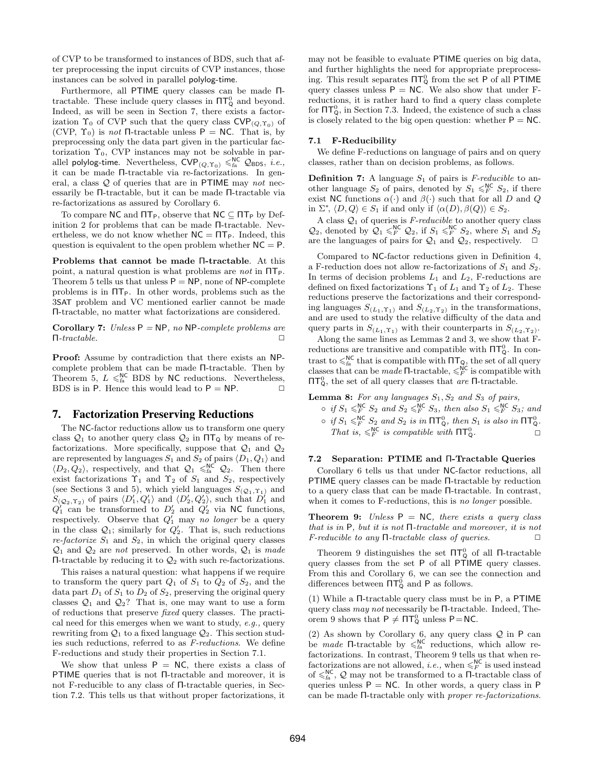of CVP to be transformed to instances of BDS, such that after preprocessing the input circuits of CVP instances, those instances can be solved in parallel polylog-time.

Furthermore, all PTIME query classes can be made Π-tractable. These include query classes in $\Pi T^0_Q$ and beyond. Indeed, as will be seen in Section 7, there exists a factorization $\Upsilon_0$ of CVP such that the query class $\mathsf{CVP}_{(Q,\Upsilon_0)}$ of (CVP, $\Upsilon_0$) is *not* Π-tractable unless $\mathsf{P} = \mathsf{NC}$. That is, by preprocessing only the data part given in the particular factorization $\Upsilon_0$, CVP instances may not be solvable in parallel polylog-time. Nevertheless, $\mathsf{CVP}_{(Q,\Upsilon_0)} \leqslant^{\mathsf{NC}}_{fa} \mathcal{Q}_{\mathsf{BDS}}$, *i.e.,* it can be made Π-tractable via re-factorizations. In general, a class $\mathcal{Q}$ of queries that are in PTIME may *not* necessarily be Π-tractable, but it can be made Π-tractable via re-factorizations as assured by Corollary 6.

To compare NC and $\Pi T_P$, observe that $\mathsf{NC} \subseteq \Pi T_P$ by Definition 2 for problems that can be made Π-tractable. Nevertheless, we do not know whether $\mathsf{NC} = \Pi T_P$. Indeed, this question is equivalent to the open problem whether $\mathsf{NC} = \mathsf{P}$.

**Problems that cannot be made Π-tractable.** At this point, a natural question is what problems are *not* in $\Pi T_P$. Theorem 5 tells us that unless $\mathsf{P} = \mathsf{NP}$, none of NP-complete problems is in $\Pi T_P$. In other words, problems such as the 3SAT problem and VC mentioned earlier cannot be made Π-tractable, no matter what factorizations are considered.

**Corollary 7:** *Unless* $\mathsf{P} = \mathsf{NP}$*, no* NP*-complete problems are* Π*-tractable.* □

**Proof:** Assume by contradiction that there exists an NP-complete problem that can be made Π-tractable. Then by Theorem 5, $L \leqslant^{\mathsf{NC}}_{fa}$ BDS by NC reductions. Nevertheless, BDS is in P. Hence this would lead to $\mathsf{P} = \mathsf{NP}$. □

## 7. Factorization Preserving Reductions

The NC-factor reductions allow us to transform one query class $\mathcal{Q}_1$ to another query class $\mathcal{Q}_2$ in $\Pi T_Q$ by means of re-factorizations. More specifically, suppose that $\mathcal{Q}_1$ and $\mathcal{Q}_2$ are represented by languages $S_1$ and $S_2$ of pairs $\langle D_1, Q_1\rangle$ and $\langle D_2, Q_2\rangle$, respectively, and that $\mathcal{Q}_1 \leqslant^{\mathsf{NC}}_{fa} \mathcal{Q}_2$. Then there exist factorizations $\Upsilon_1$ and $\Upsilon_2$ of $S_1$ and $S_2$, respectively (see Sections 3 and 5), which yield languages $S_{(\mathcal{Q}_1,\Upsilon_1)}$ and $S_{(\mathcal{Q}_2,\Upsilon_2)}$ of pairs $\langle D'_1, Q'_1\rangle$ and $\langle D'_2, Q'_2\rangle$, such that $D'_1$ and $Q'_1$ can be transformed to $D'_2$ and $Q'_2$ via NC functions, respectively. Observe that $Q'_1$ may *no longer* be a query in the class $\mathcal{Q}_1$; similarly for $Q'_2$. That is, such reductions *re-factorize* $S_1$ and $S_2$, in which the original query classes $\mathcal{Q}_1$ and $\mathcal{Q}_2$ are *not* preserved. In other words, $\mathcal{Q}_1$ is *made* Π-tractable by reducing it to $\mathcal{Q}_2$ with such re-factorizations.

This raises a natural question: what happens if we require to transform the query part $Q_1$ of $S_1$ to $Q_2$ of $S_2$, and the data part $D_1$ of $S_1$ to $D_2$ of $S_2$, preserving the original query classes $\mathcal{Q}_1$ and $\mathcal{Q}_2$? That is, one may want to use a form of reductions that preserve *fixed* query classes. The practical need for this emerges when we want to study, *e.g.,* query rewriting from $\mathcal{Q}_1$ to a fixed language $\mathcal{Q}_2$. This section studies such reductions, referred to as *F-reductions*. We define F-reductions and study their properties in Section 7.1.

We show that unless $\mathsf{P} = \mathsf{NC}$, there exists a class of PTIME queries that is not Π-tractable and moreover, it is not F-reducible to any class of Π-tractable queries, in Section 7.2. This tells us that without proper factorizations, it may not be feasible to evaluate PTIME queries on big data, and further highlights the need for appropriate preprocessing. This result separates $\Pi T^0_Q$ from the set P of all PTIME query classes unless $\mathsf{P} = \mathsf{NC}$. We also show that under F-reductions, it is rather hard to find a query class complete for $\Pi T^0_Q$, in Section 7.3. Indeed, the existence of such a class is closely related to the big open question: whether $\mathsf{P} = \mathsf{NC}$.

### 7.1 F-Reducibility

We define F-reductions on language of pairs and on query classes, rather than on decision problems, as follows.

**Definition 7:** A language $S_1$ of pairs is *F-reducible* to another language $S_2$ of pairs, denoted by $S_1 \leqslant^{\mathsf{NC}}_F S_2$, if there exist NC functions $\alpha(\cdot)$ and $\beta(\cdot)$ such that for all $D$ and $Q$ in $\Sigma^*$, $\langle D, Q\rangle \in S_1$ if and only if $\langle \alpha(D), \beta(Q)\rangle \in S_2$.

A class $\mathcal{Q}_1$ of queries is *F-reducible* to another query class $\mathcal{Q}_2$, denoted by $\mathcal{Q}_1 \leqslant^{\mathsf{NC}}_F \mathcal{Q}_2$, if $S_1 \leqslant^{\mathsf{NC}}_F S_2$, where $S_1$ and $S_2$ are the languages of pairs for $\mathcal{Q}_1$ and $\mathcal{Q}_2$, respectively. □

Compared to NC-factor reductions given in Definition 4, a F-reduction does not allow re-factorizations of $S_1$ and $S_2$. In terms of decision problems $L_1$ and $L_2$, F-reductions are defined on fixed factorizations $\Upsilon_1$ of $L_1$ and $\Upsilon_2$ of $L_2$. These reductions preserve the factorizations and their corresponding languages $S_{(L_1,\Upsilon_1)}$ and $S_{(L_2,\Upsilon_2)}$ in the transformations, and are used to study the relative difficulty of the data and query parts in $S_{(L_1,\Upsilon_1)}$ with their counterparts in $S_{(L_2,\Upsilon_2)}$.

Along the same lines as Lemmas 2 and 3, we show that F-reductions are transitive and compatible with $\Pi T^0_Q$. In contrast to $\leqslant^{\mathsf{NC}}_{fa}$ that is compatible with $\Pi T_Q$, the set of all query classes that can be *made* Π-tractable, $\leqslant^{\mathsf{NC}}_F$ is compatible with $\Pi T^0_Q$, the set of all query classes that *are* Π-tractable.

**Lemma 8:** *For any languages* $S_1, S_2$ *and* $S_3$ *of pairs,*

- *if* $S_1 \leqslant^{\mathsf{NC}}_F S_2$ *and* $S_2 \leqslant^{\mathsf{NC}}_F S_3$*, then also* $S_1 \leqslant^{\mathsf{NC}}_F S_3$*; and*
- *if* $S_1 \leqslant^{\mathsf{NC}}_F S_2$ *and* $S_2$ *is in* $\Pi T^0_Q$*, then* $S_1$ *is also in* $\Pi T^0_Q$*. That is,* $\leqslant^{\mathsf{NC}}_F$ *is compatible with* $\Pi T^0_Q$*.* □

### 7.2 Separation: PTIME and Π-Tractable Queries

Corollary 6 tells us that under NC-factor reductions, all PTIME query classes can be made Π-tractable by reduction to a query class that can be made Π-tractable. In contrast, when it comes to F-reductions, this is *no longer* possible.

**Theorem 9:** *Unless* $\mathsf{P} = \mathsf{NC}$*, there exists a query class that is in* P*, but it is not* Π*-tractable and moreover, it is not F-reducible to any* Π*-tractable class of queries.* □

Theorem 9 distinguishes the set $\Pi T^0_Q$ of all Π-tractable query classes from the set P of all PTIME query classes. From this and Corollary 6, we can see the connection and differences between $\Pi T^0_Q$ and P as follows.

(1) While a Π-tractable query class must be in P, a PTIME query class *may not* necessarily be Π-tractable. Indeed, Theorem 9 shows that $\mathsf{P} \neq \Pi T^0_Q$ unless $\mathsf{P}=\mathsf{NC}$.

(2) As shown by Corollary 6, any query class $\mathcal{Q}$ in P can be *made* Π-tractable by $\leqslant^{\mathsf{NC}}_{fa}$ reductions, which allow re-factorizations. In contrast, Theorem 9 tells us that when re-factorizations are not allowed, *i.e.,* when $\leqslant^{\mathsf{NC}}_F$ is used instead of $\leqslant^{\mathsf{NC}}_{fa}$, $\mathcal{Q}$ may not be transformed to a Π-tractable class of queries unless $\mathsf{P} = \mathsf{NC}$. In other words, a query class in P can be made Π-tractable only with *proper re-factorizations.*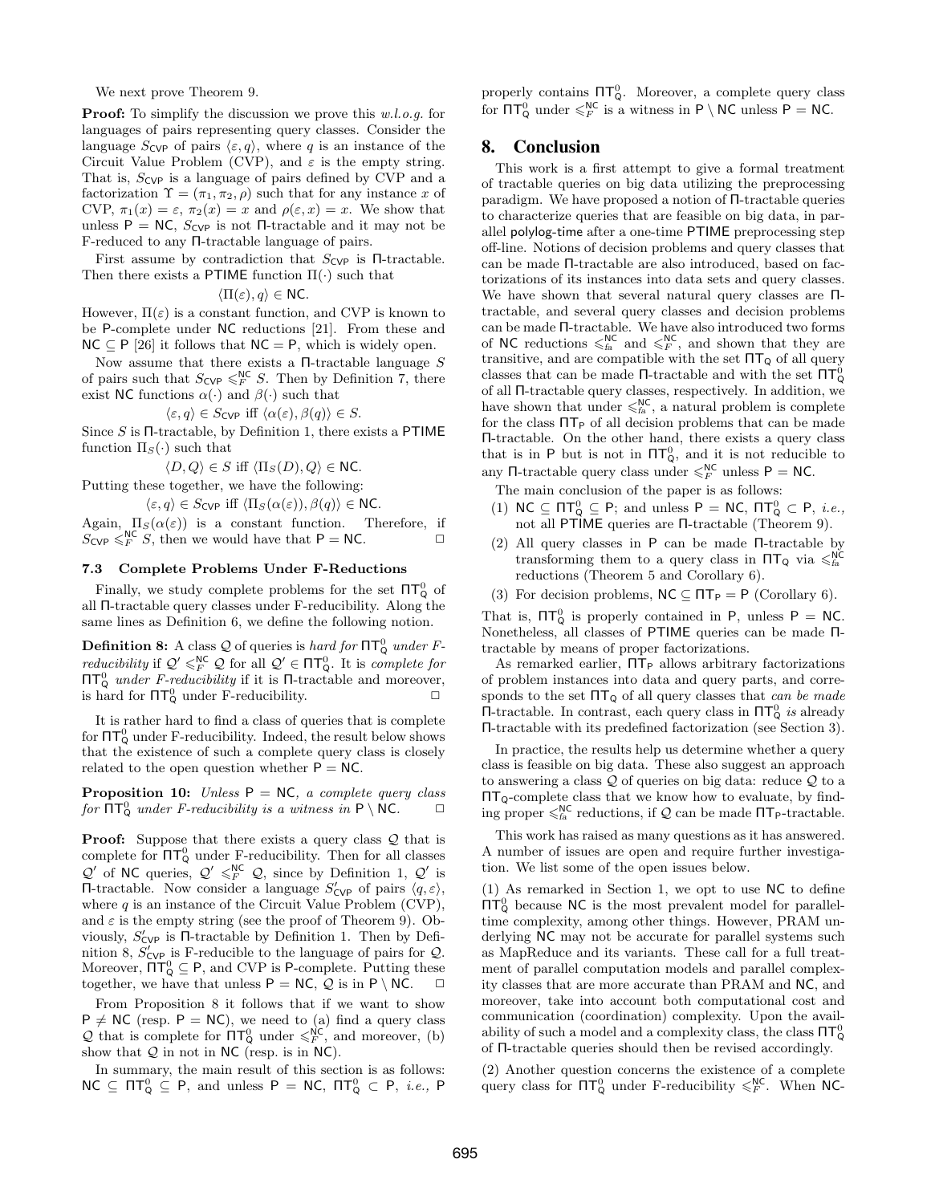We next prove Theorem 9.

**Proof:** To simplify the discussion we prove this *w.l.o.g.* for languages of pairs representing query classes. Consider the language $S_{\mathsf{CVP}}$ of pairs $\langle \varepsilon, q \rangle$, where $q$ is an instance of the Circuit Value Problem (CVP), and $\varepsilon$ is the empty string. That is, $S_{\mathsf{CVP}}$ is a language of pairs defined by CVP and a factorization $\Upsilon = (\pi_1, \pi_2, \rho)$ such that for any instance $x$ of CVP, $\pi_1(x) = \varepsilon$, $\pi_2(x) = x$ and $\rho(\varepsilon, x) = x$. We show that unless $\mathsf{P} = \mathsf{NC}$, $S_{\mathsf{CVP}}$ is not $\Pi$-tractable and it may not be F-reduced to any $\Pi$-tractable language of pairs.

First assume by contradiction that $S_{\mathsf{CVP}}$ is $\Pi$-tractable. Then there exists a $\mathsf{PTIME}$ function $\Pi(\cdot)$ such that

$$\langle \Pi(\varepsilon), q \rangle \in \mathsf{NC}.$$

However, $\Pi(\varepsilon)$ is a constant function, and CVP is known to be $\mathsf{P}$-complete under $\mathsf{NC}$ reductions [21]. From these and $\mathsf{NC} \subseteq \mathsf{P}$ [26] it follows that $\mathsf{NC} = \mathsf{P}$, which is widely open.

Now assume that there exists a $\Pi$-tractable language $S$ of pairs such that $S_{\mathsf{CVP}} \leqslant_F^{\mathsf{NC}} S$. Then by Definition 7, there exist $\mathsf{NC}$ functions $\alpha(\cdot)$ and $\beta(\cdot)$ such that

$$\langle \varepsilon, q \rangle \in S_{\mathsf{CVP}} \text{ iff } \langle \alpha(\varepsilon), \beta(q) \rangle \in S.$$

Since $S$ is $\Pi$-tractable, by Definition 1, there exists a $\mathsf{PTIME}$ function $\Pi_S(\cdot)$ such that

$$\langle D, Q \rangle \in S \text{ iff } \langle \Pi_S(D), Q \rangle \in \mathsf{NC}.$$

Putting these together, we have the following:

$$\langle \varepsilon, q \rangle \in S_{\mathsf{CVP}} \text{ iff } \langle \Pi_S(\alpha(\varepsilon)), \beta(q) \rangle \in \mathsf{NC}.$$

Again, $\Pi_S(\alpha(\varepsilon))$ is a constant function. Therefore, if $S_{\mathsf{CVP}} \leqslant_F^{\mathsf{NC}} S$, then we would have that $\mathsf{P} = \mathsf{NC}$. $\square$

### 7.3 Complete Problems Under F-Reductions

Finally, we study complete problems for the set $\Pi\mathsf{T}^0_{\mathsf{Q}}$ of all $\Pi$-tractable query classes under F-reducibility. Along the same lines as Definition 6, we define the following notion.

**Definition 8:** A class $\mathcal{Q}$ of queries is *hard for* $\Pi\mathsf{T}^0_{\mathsf{Q}}$ *under F-reducibility* if $\mathcal{Q}' \leqslant_F^{\mathsf{NC}} \mathcal{Q}$ for all $\mathcal{Q}' \in \Pi\mathsf{T}^0_{\mathsf{Q}}$. It is *complete for* $\Pi\mathsf{T}^0_{\mathsf{Q}}$ *under F-reducibility* if it is $\Pi$-tractable and moreover, is hard for $\Pi\mathsf{T}^0_{\mathsf{Q}}$ under F-reducibility. $\square$

It is rather hard to find a class of queries that is complete for $\Pi\mathsf{T}^0_{\mathsf{Q}}$ under F-reducibility. Indeed, the result below shows that the existence of such a complete query class is closely related to the open question whether $\mathsf{P} = \mathsf{NC}$.

**Proposition 10:** *Unless* $\mathsf{P} = \mathsf{NC}$*, a complete query class for* $\Pi\mathsf{T}^0_{\mathsf{Q}}$ *under F-reducibility is a witness in* $\mathsf{P} \setminus \mathsf{NC}$. $\square$

**Proof:** Suppose that there exists a query class $\mathcal{Q}$ that is complete for $\Pi\mathsf{T}^0_{\mathsf{Q}}$ under F-reducibility. Then for all classes $\mathcal{Q}'$ of $\mathsf{NC}$ queries, $\mathcal{Q}' \leqslant_F^{\mathsf{NC}} \mathcal{Q}$, since by Definition 1, $\mathcal{Q}'$ is $\Pi$-tractable. Now consider a language $S'_{\mathsf{CVP}}$ of pairs $\langle q, \varepsilon \rangle$, where $q$ is an instance of the Circuit Value Problem (CVP), and $\varepsilon$ is the empty string (see the proof of Theorem 9). Obviously, $S'_{\mathsf{CVP}}$ is $\Pi$-tractable by Definition 1. Then by Definition 8, $S'_{\mathsf{CVP}}$ is F-reducible to the language of pairs for $\mathcal{Q}$. Moreover, $\Pi\mathsf{T}^0_{\mathsf{Q}} \subseteq \mathsf{P}$, and CVP is $\mathsf{P}$-complete. Putting these together, we have that unless $\mathsf{P} = \mathsf{NC}$, $\mathcal{Q}$ is in $\mathsf{P} \setminus \mathsf{NC}$. $\square$

From Proposition 8 it follows that if we want to show $\mathsf{P} \neq \mathsf{NC}$ (resp. $\mathsf{P} = \mathsf{NC}$), we need to (a) find a query class $\mathcal{Q}$ that is complete for $\Pi\mathsf{T}^0_{\mathsf{Q}}$ under $\leqslant_F^{\mathsf{NC}}$, and moreover, (b) show that $\mathcal{Q}$ in not in $\mathsf{NC}$ (resp. is in $\mathsf{NC}$).

In summary, the main result of this section is as follows: $\mathsf{NC} \subseteq \Pi\mathsf{T}^0_{\mathsf{Q}} \subseteq \mathsf{P}$, and unless $\mathsf{P} = \mathsf{NC}$, $\Pi\mathsf{T}^0_{\mathsf{Q}} \subset \mathsf{P}$, *i.e.,* $\mathsf{P}$ properly contains $\Pi\mathsf{T}^0_{\mathsf{Q}}$. Moreover, a complete query class for $\Pi\mathsf{T}^0_{\mathsf{Q}}$ under $\leqslant_F^{\mathsf{NC}}$ is a witness in $\mathsf{P} \setminus \mathsf{NC}$ unless $\mathsf{P} = \mathsf{NC}$.

## 8. Conclusion

This work is a first attempt to give a formal treatment of tractable queries on big data utilizing the preprocessing paradigm. We have proposed a notion of $\Pi$-tractable queries to characterize queries that are feasible on big data, in parallel polylog-time after a one-time $\mathsf{PTIME}$ preprocessing step off-line. Notions of decision problems and query classes that can be made $\Pi$-tractable are also introduced, based on factorizations of its instances into data sets and query classes. We have shown that several natural query classes are $\Pi$-tractable, and several query classes and decision problems can be made $\Pi$-tractable. We have also introduced two forms of $\mathsf{NC}$ reductions $\leqslant_{fa}^{\mathsf{NC}}$ and $\leqslant_F^{\mathsf{NC}}$, and shown that they are transitive, and are compatible with the set $\Pi\mathsf{T}_{\mathsf{Q}}$ of all query classes that can be made $\Pi$-tractable and with the set $\Pi\mathsf{T}^0_{\mathsf{Q}}$ of all $\Pi$-tractable query classes, respectively. In addition, we have shown that under $\leqslant_{fa}^{\mathsf{NC}}$, a natural problem is complete for the class $\Pi\mathsf{T}_{\mathsf{P}}$ of all decision problems that can be made $\Pi$-tractable. On the other hand, there exists a query class that is in $\mathsf{P}$ but is not in $\Pi\mathsf{T}^0_{\mathsf{Q}}$, and it is not reducible to any $\Pi$-tractable query class under $\leqslant_F^{\mathsf{NC}}$ unless $\mathsf{P} = \mathsf{NC}$.

The main conclusion of the paper is as follows:

(1) $\mathsf{NC} \subseteq \Pi\mathsf{T}^0_{\mathsf{Q}} \subseteq \mathsf{P}$; and unless $\mathsf{P} = \mathsf{NC}$, $\Pi\mathsf{T}^0_{\mathsf{Q}} \subset \mathsf{P}$, *i.e.,* not all $\mathsf{PTIME}$ queries are $\Pi$-tractable (Theorem 9).

(2) All query classes in $\mathsf{P}$ can be made $\Pi$-tractable by transforming them to a query class in $\Pi\mathsf{T}_{\mathsf{Q}}$ via $\leqslant_{fa}^{\mathsf{NC}}$ reductions (Theorem 5 and Corollary 6).

(3) For decision problems, $\mathsf{NC} \subseteq \Pi\mathsf{T}_{\mathsf{P}} = \mathsf{P}$ (Corollary 6).

That is, $\Pi\mathsf{T}^0_{\mathsf{Q}}$ is properly contained in $\mathsf{P}$, unless $\mathsf{P} = \mathsf{NC}$. Nonetheless, all classes of $\mathsf{PTIME}$ queries can be made $\Pi$-tractable by means of proper factorizations.

As remarked earlier, $\Pi\mathsf{T}_{\mathsf{P}}$ allows arbitrary factorizations of problem instances into data and query parts, and corresponds to the set $\Pi\mathsf{T}_{\mathsf{Q}}$ of all query classes that *can be made* $\Pi$-tractable. In contrast, each query class in $\Pi\mathsf{T}^0_{\mathsf{Q}}$ *is* already $\Pi$-tractable with its predefined factorization (see Section 3).

In practice, the results help us determine whether a query class is feasible on big data. These also suggest an approach to answering a class $\mathcal{Q}$ of queries on big data: reduce $\mathcal{Q}$ to a $\Pi\mathsf{T}_{\mathsf{Q}}$-complete class that we know how to evaluate, by finding proper $\leqslant_{fa}^{\mathsf{NC}}$ reductions, if $\mathcal{Q}$ can be made $\Pi\mathsf{T}_{\mathsf{P}}$-tractable.

This work has raised as many questions as it has answered. A number of issues are open and require further investigation. We list some of the open issues below.

(1) As remarked in Section 1, we opt to use $\mathsf{NC}$ to define $\Pi\mathsf{T}^0_{\mathsf{Q}}$ because $\mathsf{NC}$ is the most prevalent model for parallel-time complexity, among other things. However, PRAM underlying $\mathsf{NC}$ may not be accurate for parallel systems such as MapReduce and its variants. These call for a full treatment of parallel computation models and parallel complexity classes that are more accurate than PRAM and $\mathsf{NC}$, and moreover, take into account both computational cost and communication (coordination) complexity. Upon the availability of such a model and a complexity class, the class $\Pi\mathsf{T}^0_{\mathsf{Q}}$ of $\Pi$-tractable queries should then be revised accordingly.

(2) Another question concerns the existence of a complete query class for $\Pi\mathsf{T}^0_{\mathsf{Q}}$ under F-reducibility $\leqslant_F^{\mathsf{NC}}$. When $\mathsf{NC}$-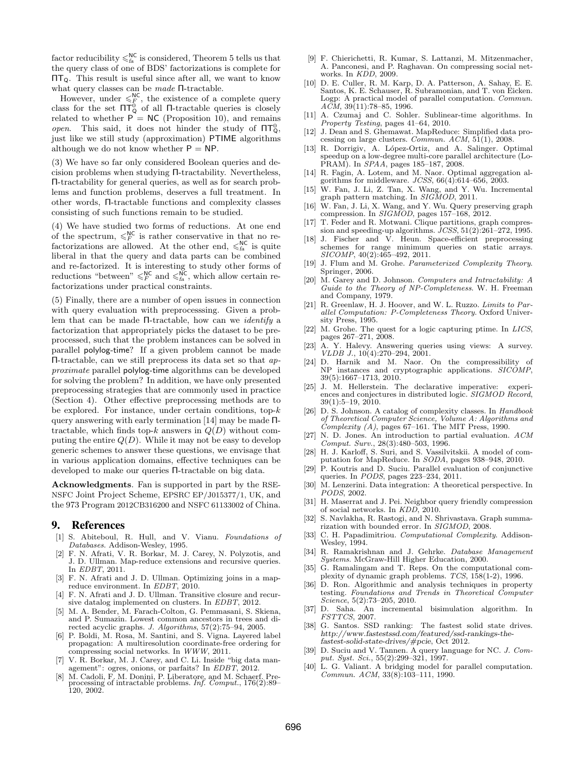factor reducibility $\leqslant_{fa}^{NC}$ is considered, Theorem 5 tells us that the query class of one of BDS' factorizations is complete for $\Pi T_Q$. This result is useful since after all, we want to know what query classes can be *made* Π-tractable.

However, under $\leqslant_F^{NC}$, the existence of a complete query class for the set $\Pi T_Q^0$ of all Π-tractable queries is closely related to whether P = NC (Proposition 10), and remains *open*. This said, it does not hinder the study of $\Pi T_Q^0$, just like we still study (approximation) PTIME algorithms although we do not know whether P = NP.

(3) We have so far only considered Boolean queries and decision problems when studying Π-tractability. Nevertheless, Π-tractability for general queries, as well as for search problems and function problems, deserves a full treatment. In other words, Π-tractable functions and complexity classes consisting of such functions remain to be studied.

(4) We have studied two forms of reductions. At one end of the spectrum, $\leqslant_F^{NC}$ is rather conservative in that no re-factorizations are allowed. At the other end, $\leqslant_{fa}^{NC}$ is quite liberal in that the query and data parts can be combined and re-factorized. It is interesting to study other forms of reductions "between" $\leqslant_F^{NC}$ and $\leqslant_{fa}^{NC}$, which allow certain re-factorizations under practical constraints.

(5) Finally, there are a number of open issues in connection with query evaluation with preprocesssing. Given a problem that can be made Π-tractable, how can we *identify* a factorization that appropriately picks the dataset to be preprocessed, such that the problem instances can be solved in parallel polylog-time? If a given problem cannot be made Π-tractable, can we still preprocess its data set so that *approximate* parallel polylog-time algorithms can be developed for solving the problem? In addition, we have only presented preprocessing strategies that are commonly used in practice (Section 4). Other effective preprocessing methods are to be explored. For instance, under certain conditions, top-$k$ query answering with early termination [14] may be made Π-tractable, which finds top-$k$ answers in $Q(D)$ without computing the entire $Q(D)$. While it may not be easy to develop generic schemes to answer these questions, we envisage that in various application domains, effective techniques can be developed to make our queries Π-tractable on big data.

**Acknowledgments**. Fan is supported in part by the RSE-NSFC Joint Project Scheme, EPSRC EP/J015377/1, UK, and the 973 Program 2012CB316200 and NSFC 61133002 of China.

# 9. References

[1] S. Abiteboul, R. Hull, and V. Vianu. *Foundations of Databases*. Addison-Wesley, 1995.

[2] F. N. Afrati, V. R. Borkar, M. J. Carey, N. Polyzotis, and J. D. Ullman. Map-reduce extensions and recursive queries. In *EDBT*, 2011.

[3] F. N. Afrati and J. D. Ullman. Optimizing joins in a map-reduce environment. In *EDBT*, 2010.

[4] F. N. Afrati and J. D. Ullman. Transitive closure and recursive datalog implemented on clusters. In *EDBT*, 2012.

[5] M. A. Bender, M. Farach-Colton, G. Pemmasani, S. Skiena, and P. Sumazin. Lowest common ancestors in trees and directed acyclic graphs. *J. Algorithms*, 57(2):75–94, 2005.

[6] P. Boldi, M. Rosa, M. Santini, and S. Vigna. Layered label propagation: A multiresolution coordinate-free ordering for compressing social networks. In *WWW*, 2011.

[7] V. R. Borkar, M. J. Carey, and C. Li. Inside "big data management": ogres, onions, or parfaits? In *EDBT*, 2012.

[8] M. Cadoli, F. M. Donini, P. Liberatore, and M. Schaerf. Preprocessing of intractable problems. *Inf. Comput.*, 176(2):89–120, 2002.

[9] F. Chierichetti, R. Kumar, S. Lattanzi, M. Mitzenmacher, A. Panconesi, and P. Raghavan. On compressing social networks. In *KDD*, 2009.

[10] D. E. Culler, R. M. Karp, D. A. Patterson, A. Sahay, E. E. Santos, K. E. Schauser, R. Subramonian, and T. von Eicken. Logp: A practical model of parallel computation. *Commun. ACM*, 39(11):78–85, 1996.

[11] A. Czumaj and C. Sohler. Sublinear-time algorithms. In *Property Testing*, pages 41–64, 2010.

[12] J. Dean and S. Ghemawat. MapReduce: Simplified data processing on large clusters. *Commun. ACM*, 51(1), 2008.

[13] R. Dorrigiv, A. López-Ortiz, and A. Salinger. Optimal speedup on a low-degree multi-core parallel architecture (LoPRAM). In *SPAA*, pages 185–187, 2008.

[14] R. Fagin, A. Lotem, and M. Naor. Optimal aggregation algorithms for middleware. *JCSS*, 66(4):614–656, 2003.

[15] W. Fan, J. Li, Z. Tan, X. Wang, and Y. Wu. Incremental graph pattern matching. In *SIGMOD*, 2011.

[16] W. Fan, J. Li, X. Wang, and Y. Wu. Query preserving graph compression. In *SIGMOD*, pages 157–168, 2012.

[17] T. Feder and R. Motwani. Clique partitions, graph compression and speeding-up algorithms. *JCSS*, 51(2):261–272, 1995.

[18] J. Fischer and V. Heun. Space-efficient preprocessing schemes for range minimum queries on static arrays. *SICOMP*, 40(2):465–492, 2011.

[19] J. Flum and M. Grohe. *Parameterized Complexity Theory*. Springer, 2006.

[20] M. Garey and D. Johnson. *Computers and Intractability: A Guide to the Theory of NP-Completeness*. W. H. Freeman and Company, 1979.

[21] R. Greenlaw, H. J. Hoover, and W. L. Ruzzo. *Limits to Parallel Computation: P-Completeness Theory*. Oxford University Press, 1995.

[22] M. Grohe. The quest for a logic capturing ptime. In *LICS*, pages 267–271, 2008.

[23] A. Y. Halevy. Answering queries using views: A survey. *VLDB J.*, 10(4):270–294, 2001.

[24] D. Harnik and M. Naor. On the compressibility of NP instances and cryptographic applications. *SICOMP*, 39(5):1667–1713, 2010.

[25] J. M. Hellerstein. The declarative imperative: experiences and conjectures in distributed logic. *SIGMOD Record*, 39(1):5–19, 2010.

[26] D. S. Johnson. A catalog of complexity classes. In *Handbook of Theoretical Computer Science, Volume A: Algorithms and Complexity (A)*, pages 67–161. The MIT Press, 1990.

[27] N. D. Jones. An introduction to partial evaluation. *ACM Comput. Surv.*, 28(3):480–503, 1996.

[28] H. J. Karloff, S. Suri, and S. Vassilvitskii. A model of computation for MapReduce. In *SODA*, pages 938–948, 2010.

[29] P. Koutris and D. Suciu. Parallel evaluation of conjunctive queries. In *PODS*, pages 223–234, 2011.

[30] M. Lenzerini. Data integration: A theoretical perspective. In *PODS*, 2002.

[31] H. Maserrat and J. Pei. Neighbor query friendly compression of social networks. In *KDD*, 2010.

[32] S. Navlakha, R. Rastogi, and N. Shrivastava. Graph summarization with bounded error. In *SIGMOD*, 2008.

[33] C. H. Papadimitriou. *Computational Complexity*. Addison-Wesley, 1994.

[34] R. Ramakrishnan and J. Gehrke. *Database Management Systems*. McGraw-Hill Higher Education, 2000.

[35] G. Ramalingam and T. Reps. On the computational complexity of dynamic graph problems. *TCS*, 158(1-2), 1996.

[36] D. Ron. Algorithmic and analysis techniques in property testing. *Foundations and Trends in Theoretical Computer Science*, 5(2):73–205, 2010.

[37] D. Saha. An incremental bisimulation algorithm. In *FSTTCS*, 2007.

[38] G. Santos. SSD ranking: The fastest solid state drives. *http://www.fastestssd.com/featured/ssd-rankings-the-fastest-solid-state-drives/#pcie*, Oct 2012.

[39] D. Suciu and V. Tannen. A query language for NC. *J. Comput. Syst. Sci.*, 55(2):299–321, 1997.

[40] L. G. Valiant. A bridging model for parallel computation. *Commun. ACM*, 33(8):103–111, 1990.